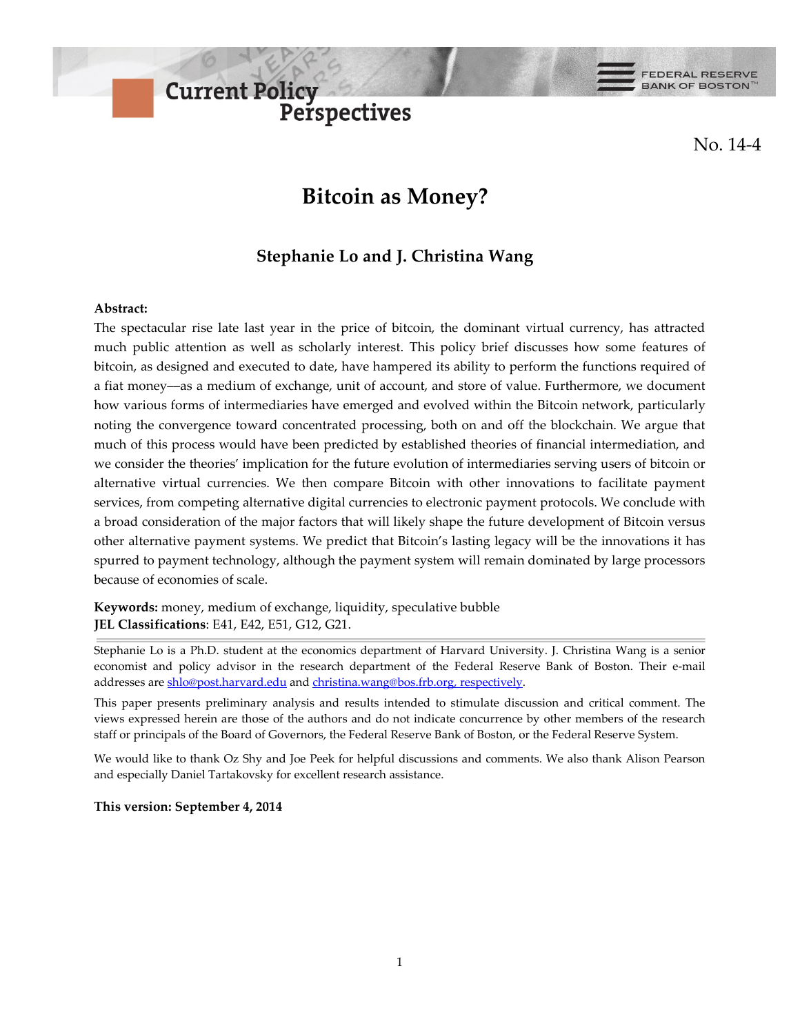Current Policy Perspectives

FEDERAL RESERVE BANK OF BOSTON™

No. 14-4

# Bitcoin as Money?

### Stephanie Lo and J. Christina Wang

**Abstract:**

The spectacular rise late last year in the price of bitcoin, the dominant virtual currency, has attracted much public attention as well as scholarly interest. This policy brief discusses how some features of bitcoin, as designed and executed to date, have hampered its ability to perform the functions required of a fiat money—as a medium of exchange, unit of account, and store of value. Furthermore, we document how various forms of intermediaries have emerged and evolved within the Bitcoin network, particularly noting the convergence toward concentrated processing, both on and off the blockchain. We argue that much of this process would have been predicted by established theories of financial intermediation, and we consider the theories' implication for the future evolution of intermediaries serving users of bitcoin or alternative virtual currencies. We then compare Bitcoin with other innovations to facilitate payment services, from competing alternative digital currencies to electronic payment protocols. We conclude with a broad consideration of the major factors that will likely shape the future development of Bitcoin versus other alternative payment systems. We predict that Bitcoin's lasting legacy will be the innovations it has spurred to payment technology, although the payment system will remain dominated by large processors because of economies of scale.

**Keywords:** money, medium of exchange, liquidity, speculative bubble
**JEL Classifications**: E41, E42, E51, G12, G21.

---

Stephanie Lo is a Ph.D. student at the economics department of Harvard University. J. Christina Wang is a senior economist and policy advisor in the research department of the Federal Reserve Bank of Boston. Their e-mail addresses are shlo@post.harvard.edu and christina.wang@bos.frb.org, respectively.

This paper presents preliminary analysis and results intended to stimulate discussion and critical comment. The views expressed herein are those of the authors and do not indicate concurrence by other members of the research staff or principals of the Board of Governors, the Federal Reserve Bank of Boston, or the Federal Reserve System.

We would like to thank Oz Shy and Joe Peek for helpful discussions and comments. We also thank Alison Pearson and especially Daniel Tartakovsky for excellent research assistance.

**This version: September 4, 2014**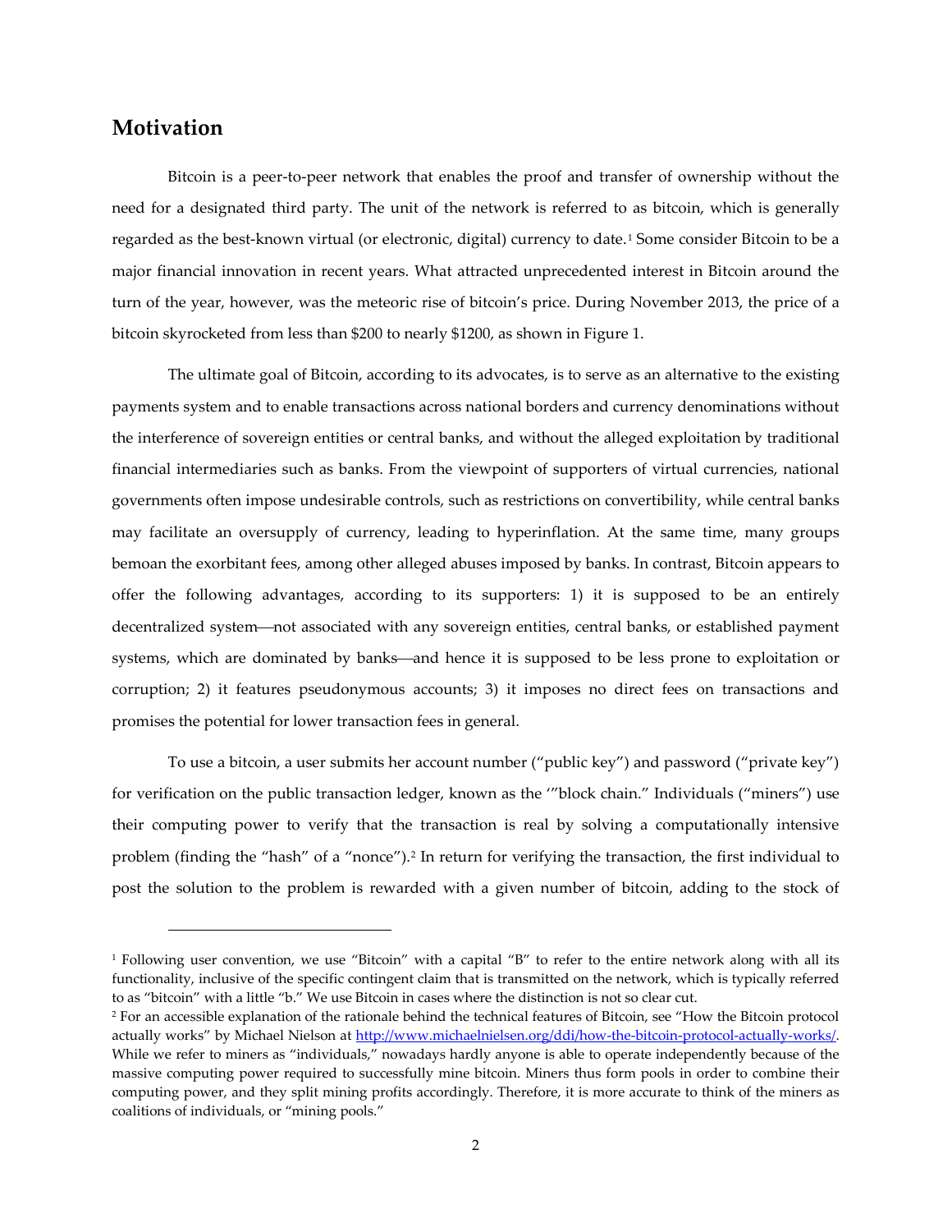## Motivation

Bitcoin is a peer-to-peer network that enables the proof and transfer of ownership without the need for a designated third party. The unit of the network is referred to as bitcoin, which is generally regarded as the best-known virtual (or electronic, digital) currency to date.[1] Some consider Bitcoin to be a major financial innovation in recent years. What attracted unprecedented interest in Bitcoin around the turn of the year, however, was the meteoric rise of bitcoin's price. During November 2013, the price of a bitcoin skyrocketed from less than $200 to nearly $1200, as shown in Figure 1.

The ultimate goal of Bitcoin, according to its advocates, is to serve as an alternative to the existing payments system and to enable transactions across national borders and currency denominations without the interference of sovereign entities or central banks, and without the alleged exploitation by traditional financial intermediaries such as banks. From the viewpoint of supporters of virtual currencies, national governments often impose undesirable controls, such as restrictions on convertibility, while central banks may facilitate an oversupply of currency, leading to hyperinflation. At the same time, many groups bemoan the exorbitant fees, among other alleged abuses imposed by banks. In contrast, Bitcoin appears to offer the following advantages, according to its supporters: 1) it is supposed to be an entirely decentralized system—not associated with any sovereign entities, central banks, or established payment systems, which are dominated by banks—and hence it is supposed to be less prone to exploitation or corruption; 2) it features pseudonymous accounts; 3) it imposes no direct fees on transactions and promises the potential for lower transaction fees in general.

To use a bitcoin, a user submits her account number ("public key") and password ("private key") for verification on the public transaction ledger, known as the '"block chain." Individuals ("miners") use their computing power to verify that the transaction is real by solving a computationally intensive problem (finding the "hash" of a "nonce").[2] In return for verifying the transaction, the first individual to post the solution to the problem is rewarded with a given number of bitcoin, adding to the stock of

---

[1] Following user convention, we use "Bitcoin" with a capital "B" to refer to the entire network along with all its functionality, inclusive of the specific contingent claim that is transmitted on the network, which is typically referred to as "bitcoin" with a little "b." We use Bitcoin in cases where the distinction is not so clear cut.

[2] For an accessible explanation of the rationale behind the technical features of Bitcoin, see "How the Bitcoin protocol actually works" by Michael Nielson at http://www.michaelnielsen.org/ddi/how-the-bitcoin-protocol-actually-works/. While we refer to miners as "individuals," nowadays hardly anyone is able to operate independently because of the massive computing power required to successfully mine bitcoin. Miners thus form pools in order to combine their computing power, and they split mining profits accordingly. Therefore, it is more accurate to think of the miners as coalitions of individuals, or "mining pools."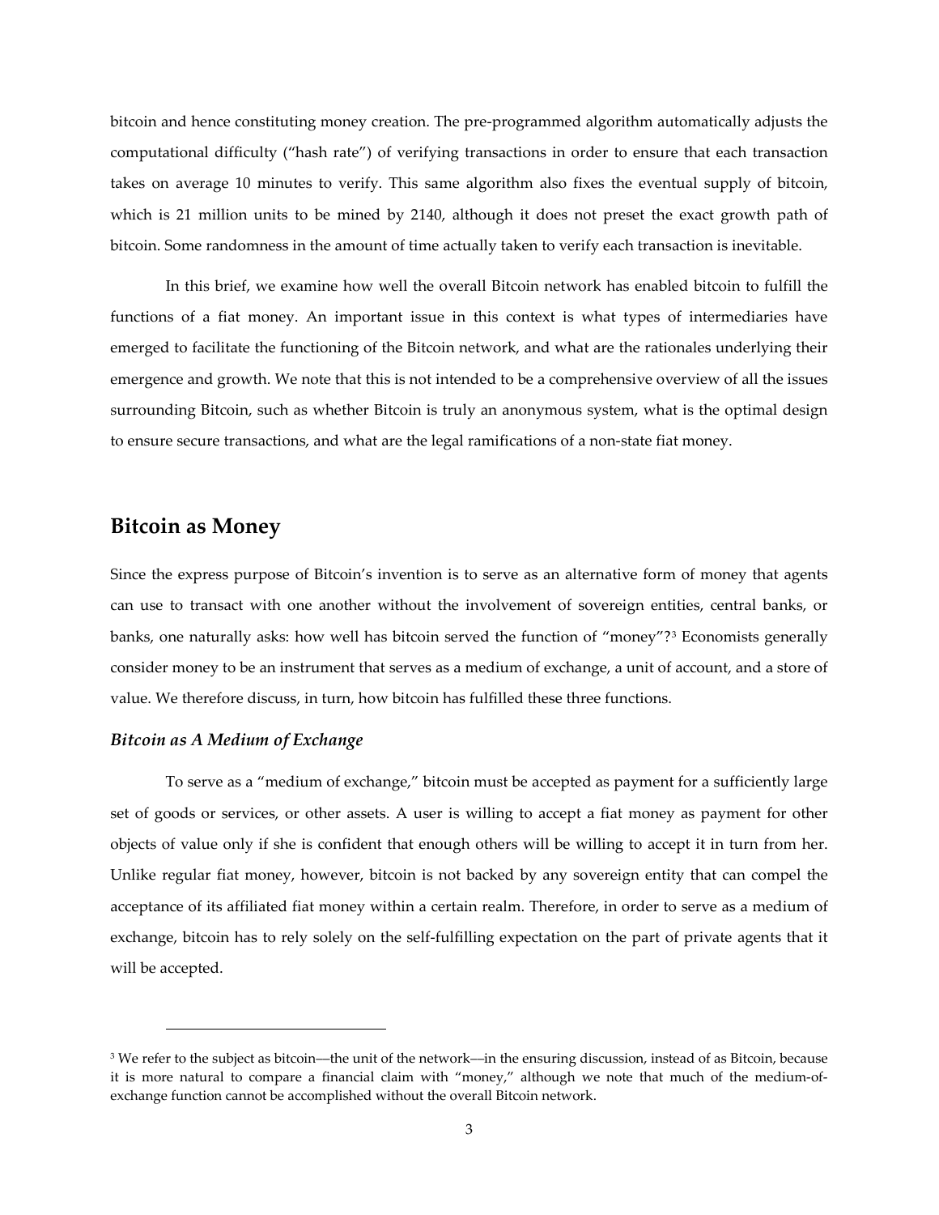bitcoin and hence constituting money creation. The pre-programmed algorithm automatically adjusts the computational difficulty ("hash rate") of verifying transactions in order to ensure that each transaction takes on average 10 minutes to verify. This same algorithm also fixes the eventual supply of bitcoin, which is 21 million units to be mined by 2140, although it does not preset the exact growth path of bitcoin. Some randomness in the amount of time actually taken to verify each transaction is inevitable.

In this brief, we examine how well the overall Bitcoin network has enabled bitcoin to fulfill the functions of a fiat money. An important issue in this context is what types of intermediaries have emerged to facilitate the functioning of the Bitcoin network, and what are the rationales underlying their emergence and growth. We note that this is not intended to be a comprehensive overview of all the issues surrounding Bitcoin, such as whether Bitcoin is truly an anonymous system, what is the optimal design to ensure secure transactions, and what are the legal ramifications of a non-state fiat money.

## Bitcoin as Money

Since the express purpose of Bitcoin's invention is to serve as an alternative form of money that agents can use to transact with one another without the involvement of sovereign entities, central banks, or banks, one naturally asks: how well has bitcoin served the function of "money"?[3] Economists generally consider money to be an instrument that serves as a medium of exchange, a unit of account, and a store of value. We therefore discuss, in turn, how bitcoin has fulfilled these three functions.

### *Bitcoin as A Medium of Exchange*

To serve as a "medium of exchange," bitcoin must be accepted as payment for a sufficiently large set of goods or services, or other assets. A user is willing to accept a fiat money as payment for other objects of value only if she is confident that enough others will be willing to accept it in turn from her. Unlike regular fiat money, however, bitcoin is not backed by any sovereign entity that can compel the acceptance of its affiliated fiat money within a certain realm. Therefore, in order to serve as a medium of exchange, bitcoin has to rely solely on the self-fulfilling expectation on the part of private agents that it will be accepted.

---

[3] We refer to the subject as bitcoin—the unit of the network—in the ensuring discussion, instead of as Bitcoin, because it is more natural to compare a financial claim with "money," although we note that much of the medium-of-exchange function cannot be accomplished without the overall Bitcoin network.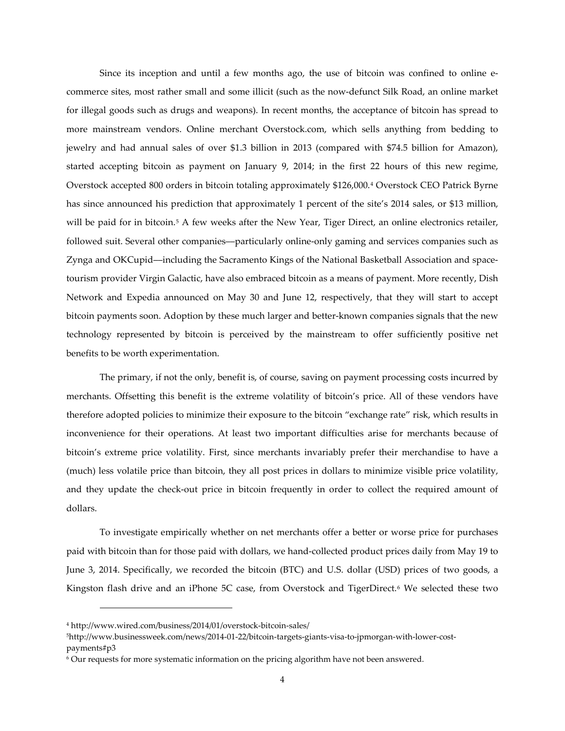Since its inception and until a few months ago, the use of bitcoin was confined to online e-commerce sites, most rather small and some illicit (such as the now-defunct Silk Road, an online market for illegal goods such as drugs and weapons). In recent months, the acceptance of bitcoin has spread to more mainstream vendors. Online merchant Overstock.com, which sells anything from bedding to jewelry and had annual sales of over $1.3 billion in 2013 (compared with $74.5 billion for Amazon), started accepting bitcoin as payment on January 9, 2014; in the first 22 hours of this new regime, Overstock accepted 800 orders in bitcoin totaling approximately $126,000.[4] Overstock CEO Patrick Byrne has since announced his prediction that approximately 1 percent of the site's 2014 sales, or $13 million, will be paid for in bitcoin.[5] A few weeks after the New Year, Tiger Direct, an online electronics retailer, followed suit. Several other companies—particularly online-only gaming and services companies such as Zynga and OKCupid—including the Sacramento Kings of the National Basketball Association and space-tourism provider Virgin Galactic, have also embraced bitcoin as a means of payment. More recently, Dish Network and Expedia announced on May 30 and June 12, respectively, that they will start to accept bitcoin payments soon. Adoption by these much larger and better-known companies signals that the new technology represented by bitcoin is perceived by the mainstream to offer sufficiently positive net benefits to be worth experimentation.

The primary, if not the only, benefit is, of course, saving on payment processing costs incurred by merchants. Offsetting this benefit is the extreme volatility of bitcoin's price. All of these vendors have therefore adopted policies to minimize their exposure to the bitcoin "exchange rate" risk, which results in inconvenience for their operations. At least two important difficulties arise for merchants because of bitcoin's extreme price volatility. First, since merchants invariably prefer their merchandise to have a (much) less volatile price than bitcoin, they all post prices in dollars to minimize visible price volatility, and they update the check-out price in bitcoin frequently in order to collect the required amount of dollars.

To investigate empirically whether on net merchants offer a better or worse price for purchases paid with bitcoin than for those paid with dollars, we hand-collected product prices daily from May 19 to June 3, 2014. Specifically, we recorded the bitcoin (BTC) and U.S. dollar (USD) prices of two goods, a Kingston flash drive and an iPhone 5C case, from Overstock and TigerDirect.[6] We selected these two

---

[4] http://www.wired.com/business/2014/01/overstock-bitcoin-sales/

[5] http://www.businessweek.com/news/2014-01-22/bitcoin-targets-giants-visa-to-jpmorgan-with-lower-cost-payments#p3

[6] Our requests for more systematic information on the pricing algorithm have not been answered.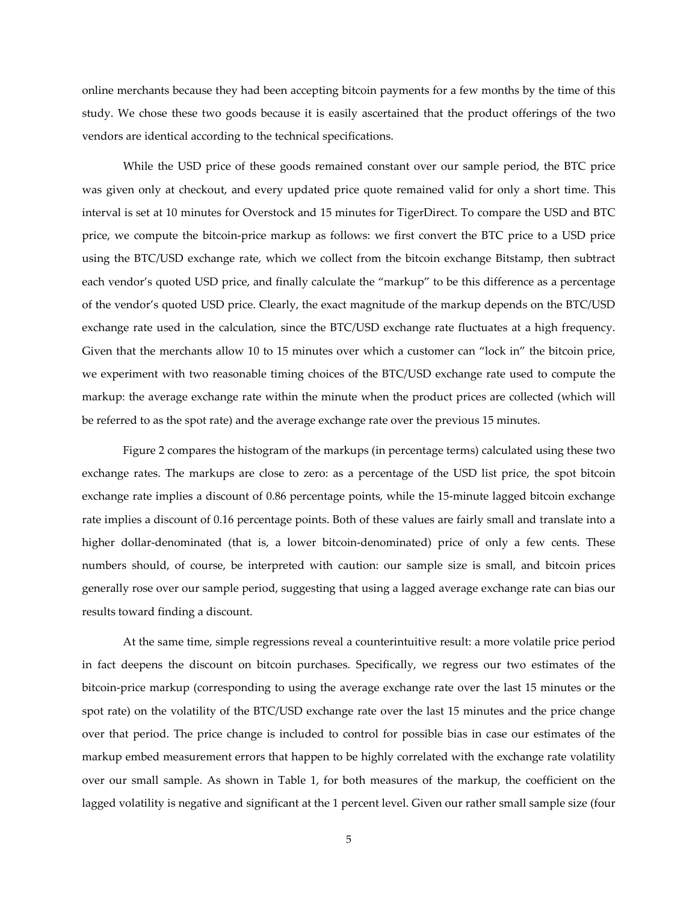online merchants because they had been accepting bitcoin payments for a few months by the time of this study. We chose these two goods because it is easily ascertained that the product offerings of the two vendors are identical according to the technical specifications.

While the USD price of these goods remained constant over our sample period, the BTC price was given only at checkout, and every updated price quote remained valid for only a short time. This interval is set at 10 minutes for Overstock and 15 minutes for TigerDirect. To compare the USD and BTC price, we compute the bitcoin-price markup as follows: we first convert the BTC price to a USD price using the BTC/USD exchange rate, which we collect from the bitcoin exchange Bitstamp, then subtract each vendor's quoted USD price, and finally calculate the "markup" to be this difference as a percentage of the vendor's quoted USD price. Clearly, the exact magnitude of the markup depends on the BTC/USD exchange rate used in the calculation, since the BTC/USD exchange rate fluctuates at a high frequency. Given that the merchants allow 10 to 15 minutes over which a customer can "lock in" the bitcoin price, we experiment with two reasonable timing choices of the BTC/USD exchange rate used to compute the markup: the average exchange rate within the minute when the product prices are collected (which will be referred to as the spot rate) and the average exchange rate over the previous 15 minutes.

Figure 2 compares the histogram of the markups (in percentage terms) calculated using these two exchange rates. The markups are close to zero: as a percentage of the USD list price, the spot bitcoin exchange rate implies a discount of 0.86 percentage points, while the 15-minute lagged bitcoin exchange rate implies a discount of 0.16 percentage points. Both of these values are fairly small and translate into a higher dollar-denominated (that is, a lower bitcoin-denominated) price of only a few cents. These numbers should, of course, be interpreted with caution: our sample size is small, and bitcoin prices generally rose over our sample period, suggesting that using a lagged average exchange rate can bias our results toward finding a discount.

At the same time, simple regressions reveal a counterintuitive result: a more volatile price period in fact deepens the discount on bitcoin purchases. Specifically, we regress our two estimates of the bitcoin-price markup (corresponding to using the average exchange rate over the last 15 minutes or the spot rate) on the volatility of the BTC/USD exchange rate over the last 15 minutes and the price change over that period. The price change is included to control for possible bias in case our estimates of the markup embed measurement errors that happen to be highly correlated with the exchange rate volatility over our small sample. As shown in Table 1, for both measures of the markup, the coefficient on the lagged volatility is negative and significant at the 1 percent level. Given our rather small sample size (four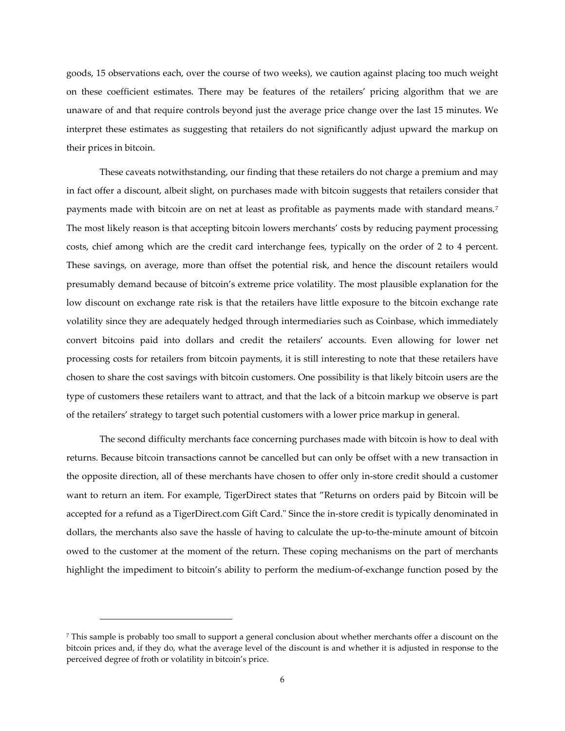goods, 15 observations each, over the course of two weeks), we caution against placing too much weight on these coefficient estimates. There may be features of the retailers' pricing algorithm that we are unaware of and that require controls beyond just the average price change over the last 15 minutes. We interpret these estimates as suggesting that retailers do not significantly adjust upward the markup on their prices in bitcoin.

These caveats notwithstanding, our finding that these retailers do not charge a premium and may in fact offer a discount, albeit slight, on purchases made with bitcoin suggests that retailers consider that payments made with bitcoin are on net at least as profitable as payments made with standard means.[7] The most likely reason is that accepting bitcoin lowers merchants' costs by reducing payment processing costs, chief among which are the credit card interchange fees, typically on the order of 2 to 4 percent. These savings, on average, more than offset the potential risk, and hence the discount retailers would presumably demand because of bitcoin's extreme price volatility. The most plausible explanation for the low discount on exchange rate risk is that the retailers have little exposure to the bitcoin exchange rate volatility since they are adequately hedged through intermediaries such as Coinbase, which immediately convert bitcoins paid into dollars and credit the retailers' accounts. Even allowing for lower net processing costs for retailers from bitcoin payments, it is still interesting to note that these retailers have chosen to share the cost savings with bitcoin customers. One possibility is that likely bitcoin users are the type of customers these retailers want to attract, and that the lack of a bitcoin markup we observe is part of the retailers' strategy to target such potential customers with a lower price markup in general.

The second difficulty merchants face concerning purchases made with bitcoin is how to deal with returns. Because bitcoin transactions cannot be cancelled but can only be offset with a new transaction in the opposite direction, all of these merchants have chosen to offer only in-store credit should a customer want to return an item. For example, TigerDirect states that "Returns on orders paid by Bitcoin will be accepted for a refund as a TigerDirect.com Gift Card." Since the in-store credit is typically denominated in dollars, the merchants also save the hassle of having to calculate the up-to-the-minute amount of bitcoin owed to the customer at the moment of the return. These coping mechanisms on the part of merchants highlight the impediment to bitcoin's ability to perform the medium-of-exchange function posed by the

[7] This sample is probably too small to support a general conclusion about whether merchants offer a discount on the bitcoin prices and, if they do, what the average level of the discount is and whether it is adjusted in response to the perceived degree of froth or volatility in bitcoin's price.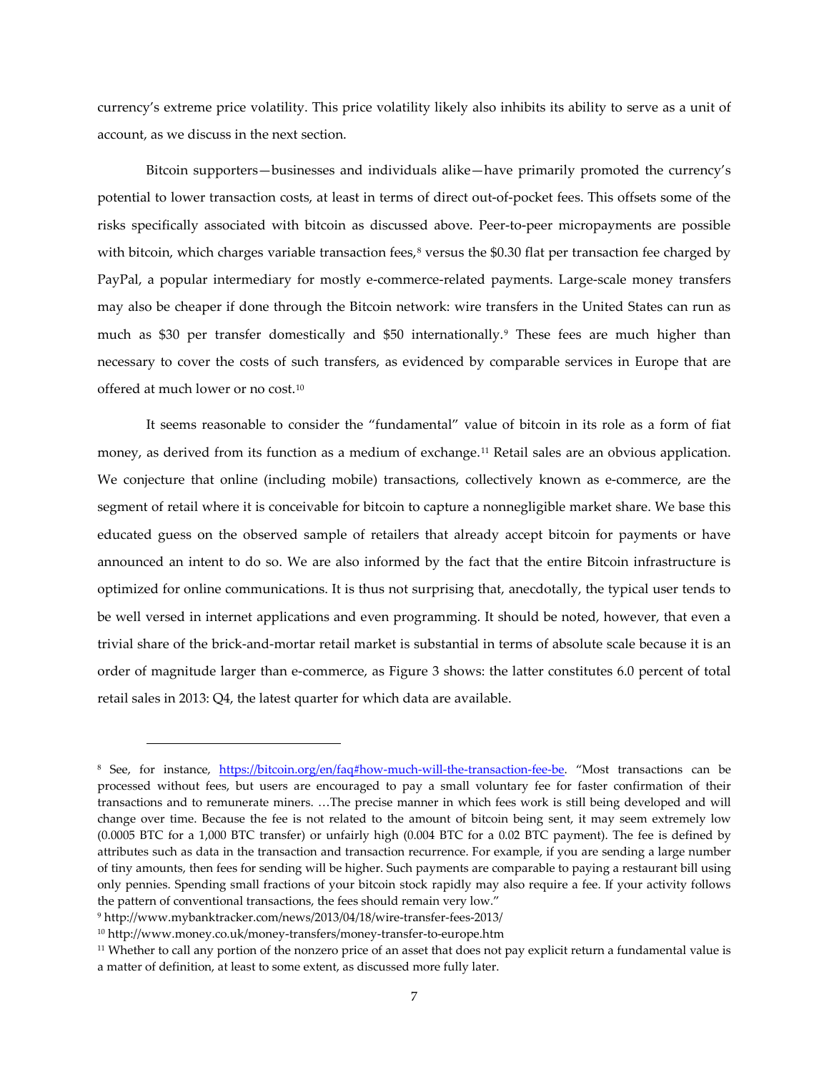currency's extreme price volatility. This price volatility likely also inhibits its ability to serve as a unit of account, as we discuss in the next section.

Bitcoin supporters—businesses and individuals alike—have primarily promoted the currency's potential to lower transaction costs, at least in terms of direct out-of-pocket fees. This offsets some of the risks specifically associated with bitcoin as discussed above. Peer-to-peer micropayments are possible with bitcoin, which charges variable transaction fees,[8] versus the $0.30 flat per transaction fee charged by PayPal, a popular intermediary for mostly e-commerce-related payments. Large-scale money transfers may also be cheaper if done through the Bitcoin network: wire transfers in the United States can run as much as $30 per transfer domestically and $50 internationally.[9] These fees are much higher than necessary to cover the costs of such transfers, as evidenced by comparable services in Europe that are offered at much lower or no cost.[10]

It seems reasonable to consider the "fundamental" value of bitcoin in its role as a form of fiat money, as derived from its function as a medium of exchange.[11] Retail sales are an obvious application. We conjecture that online (including mobile) transactions, collectively known as e-commerce, are the segment of retail where it is conceivable for bitcoin to capture a nonnegligible market share. We base this educated guess on the observed sample of retailers that already accept bitcoin for payments or have announced an intent to do so. We are also informed by the fact that the entire Bitcoin infrastructure is optimized for online communications. It is thus not surprising that, anecdotally, the typical user tends to be well versed in internet applications and even programming. It should be noted, however, that even a trivial share of the brick-and-mortar retail market is substantial in terms of absolute scale because it is an order of magnitude larger than e-commerce, as Figure 3 shows: the latter constitutes 6.0 percent of total retail sales in 2013: Q4, the latest quarter for which data are available.

---

[8] See, for instance, https://bitcoin.org/en/faq#how-much-will-the-transaction-fee-be. "Most transactions can be processed without fees, but users are encouraged to pay a small voluntary fee for faster confirmation of their transactions and to remunerate miners. …The precise manner in which fees work is still being developed and will change over time. Because the fee is not related to the amount of bitcoin being sent, it may seem extremely low (0.0005 BTC for a 1,000 BTC transfer) or unfairly high (0.004 BTC for a 0.02 BTC payment). The fee is defined by attributes such as data in the transaction and transaction recurrence. For example, if you are sending a large number of tiny amounts, then fees for sending will be higher. Such payments are comparable to paying a restaurant bill using only pennies. Spending small fractions of your bitcoin stock rapidly may also require a fee. If your activity follows the pattern of conventional transactions, the fees should remain very low."

[9] http://www.mybanktracker.com/news/2013/04/18/wire-transfer-fees-2013/

[10] http://www.money.co.uk/money-transfers/money-transfer-to-europe.htm

[11] Whether to call any portion of the nonzero price of an asset that does not pay explicit return a fundamental value is a matter of definition, at least to some extent, as discussed more fully later.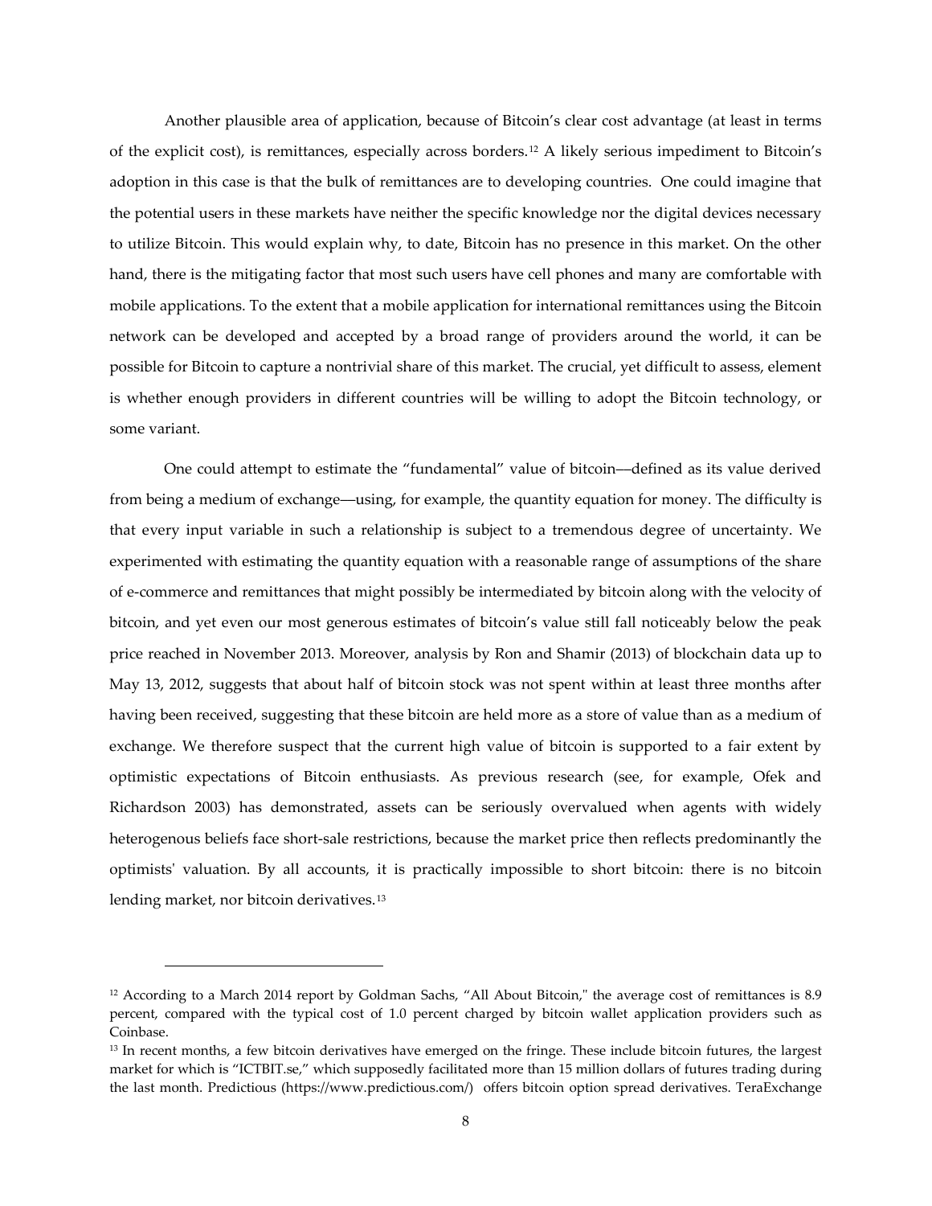Another plausible area of application, because of Bitcoin's clear cost advantage (at least in terms of the explicit cost), is remittances, especially across borders.[12] A likely serious impediment to Bitcoin's adoption in this case is that the bulk of remittances are to developing countries. One could imagine that the potential users in these markets have neither the specific knowledge nor the digital devices necessary to utilize Bitcoin. This would explain why, to date, Bitcoin has no presence in this market. On the other hand, there is the mitigating factor that most such users have cell phones and many are comfortable with mobile applications. To the extent that a mobile application for international remittances using the Bitcoin network can be developed and accepted by a broad range of providers around the world, it can be possible for Bitcoin to capture a nontrivial share of this market. The crucial, yet difficult to assess, element is whether enough providers in different countries will be willing to adopt the Bitcoin technology, or some variant.

One could attempt to estimate the "fundamental" value of bitcoin—defined as its value derived from being a medium of exchange—using, for example, the quantity equation for money. The difficulty is that every input variable in such a relationship is subject to a tremendous degree of uncertainty. We experimented with estimating the quantity equation with a reasonable range of assumptions of the share of e-commerce and remittances that might possibly be intermediated by bitcoin along with the velocity of bitcoin, and yet even our most generous estimates of bitcoin's value still fall noticeably below the peak price reached in November 2013. Moreover, analysis by Ron and Shamir (2013) of blockchain data up to May 13, 2012, suggests that about half of bitcoin stock was not spent within at least three months after having been received, suggesting that these bitcoin are held more as a store of value than as a medium of exchange. We therefore suspect that the current high value of bitcoin is supported to a fair extent by optimistic expectations of Bitcoin enthusiasts. As previous research (see, for example, Ofek and Richardson 2003) has demonstrated, assets can be seriously overvalued when agents with widely heterogenous beliefs face short-sale restrictions, because the market price then reflects predominantly the optimists' valuation. By all accounts, it is practically impossible to short bitcoin: there is no bitcoin lending market, nor bitcoin derivatives.[13]

---

[12] According to a March 2014 report by Goldman Sachs, "All About Bitcoin," the average cost of remittances is 8.9 percent, compared with the typical cost of 1.0 percent charged by bitcoin wallet application providers such as Coinbase.

[13] In recent months, a few bitcoin derivatives have emerged on the fringe. These include bitcoin futures, the largest market for which is "ICTBIT.se," which supposedly facilitated more than 15 million dollars of futures trading during the last month. Predictious (https://www.predictious.com/) offers bitcoin option spread derivatives. TeraExchange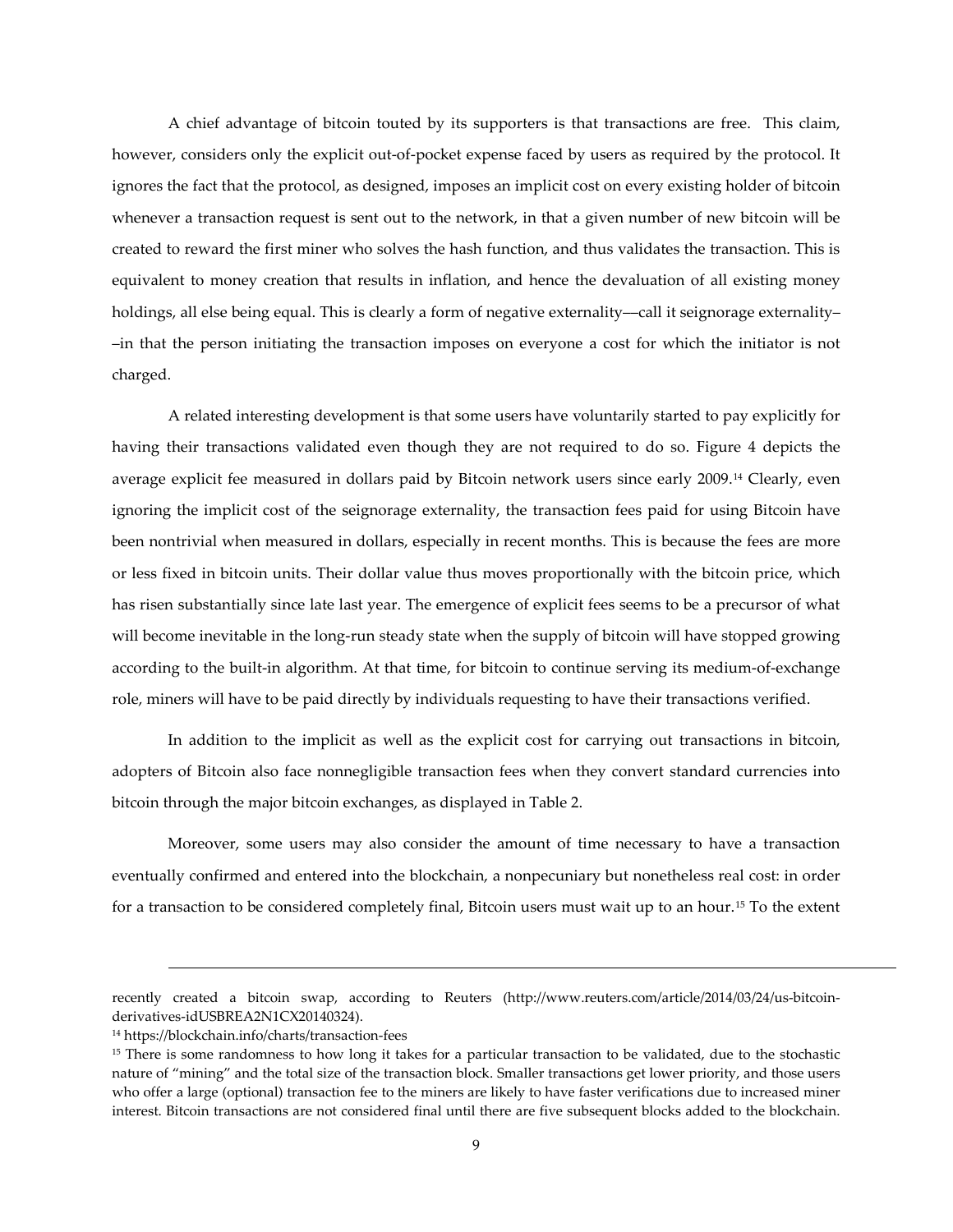A chief advantage of bitcoin touted by its supporters is that transactions are free. This claim, however, considers only the explicit out-of-pocket expense faced by users as required by the protocol. It ignores the fact that the protocol, as designed, imposes an implicit cost on every existing holder of bitcoin whenever a transaction request is sent out to the network, in that a given number of new bitcoin will be created to reward the first miner who solves the hash function, and thus validates the transaction. This is equivalent to money creation that results in inflation, and hence the devaluation of all existing money holdings, all else being equal. This is clearly a form of negative externality—call it seignorage externality––in that the person initiating the transaction imposes on everyone a cost for which the initiator is not charged.

A related interesting development is that some users have voluntarily started to pay explicitly for having their transactions validated even though they are not required to do so. Figure 4 depicts the average explicit fee measured in dollars paid by Bitcoin network users since early 2009.[14] Clearly, even ignoring the implicit cost of the seignorage externality, the transaction fees paid for using Bitcoin have been nontrivial when measured in dollars, especially in recent months. This is because the fees are more or less fixed in bitcoin units. Their dollar value thus moves proportionally with the bitcoin price, which has risen substantially since late last year. The emergence of explicit fees seems to be a precursor of what will become inevitable in the long-run steady state when the supply of bitcoin will have stopped growing according to the built-in algorithm. At that time, for bitcoin to continue serving its medium-of-exchange role, miners will have to be paid directly by individuals requesting to have their transactions verified.

In addition to the implicit as well as the explicit cost for carrying out transactions in bitcoin, adopters of Bitcoin also face nonnegligible transaction fees when they convert standard currencies into bitcoin through the major bitcoin exchanges, as displayed in Table 2.

Moreover, some users may also consider the amount of time necessary to have a transaction eventually confirmed and entered into the blockchain, a nonpecuniary but nonetheless real cost: in order for a transaction to be considered completely final, Bitcoin users must wait up to an hour.[15] To the extent

---

recently created a bitcoin swap, according to Reuters (http://www.reuters.com/article/2014/03/24/us-bitcoin-derivatives-idUSBREA2N1CX20140324).

[14] https://blockchain.info/charts/transaction-fees

[15] There is some randomness to how long it takes for a particular transaction to be validated, due to the stochastic nature of "mining" and the total size of the transaction block. Smaller transactions get lower priority, and those users who offer a large (optional) transaction fee to the miners are likely to have faster verifications due to increased miner interest. Bitcoin transactions are not considered final until there are five subsequent blocks added to the blockchain.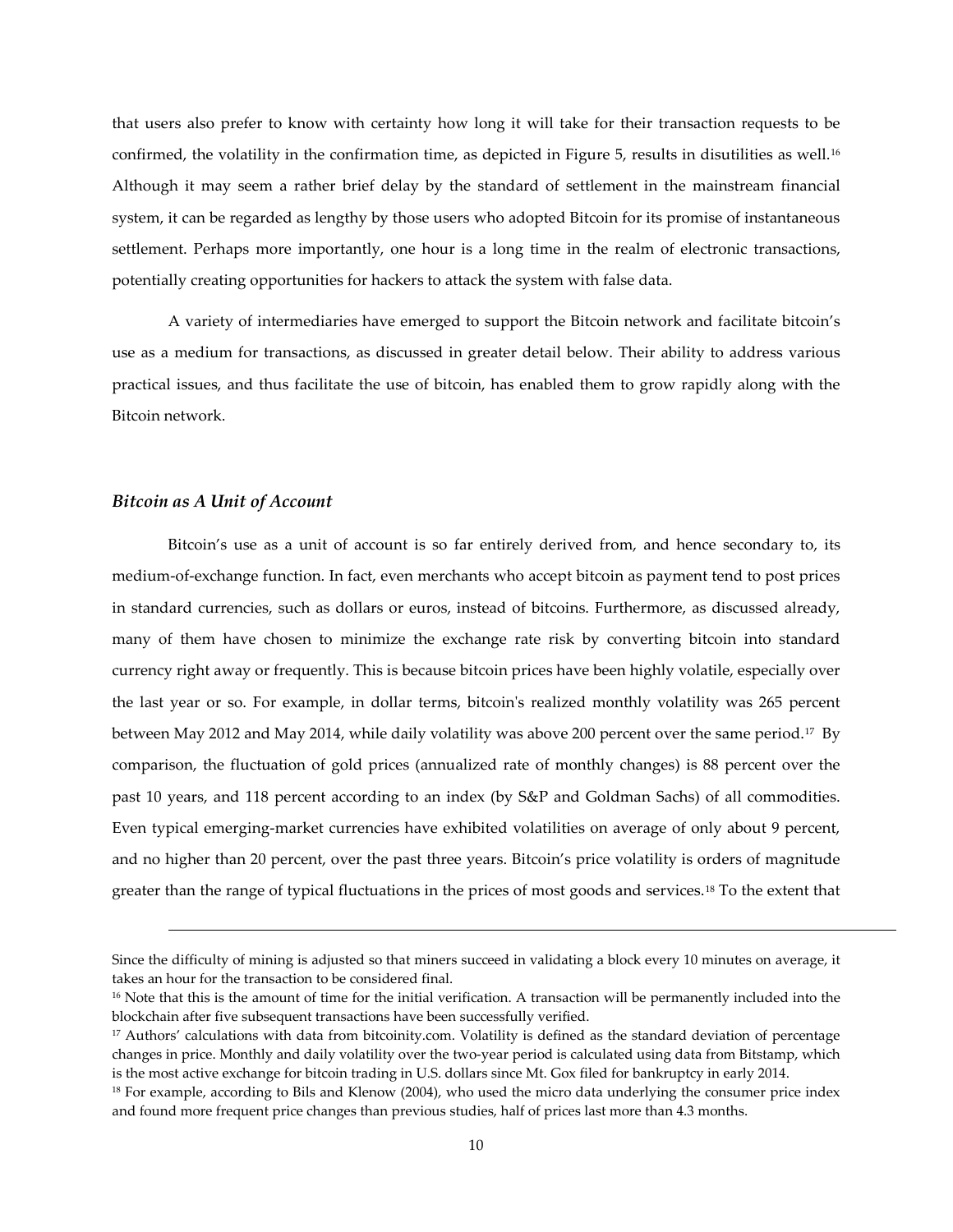that users also prefer to know with certainty how long it will take for their transaction requests to be confirmed, the volatility in the confirmation time, as depicted in Figure 5, results in disutilities as well.[16] Although it may seem a rather brief delay by the standard of settlement in the mainstream financial system, it can be regarded as lengthy by those users who adopted Bitcoin for its promise of instantaneous settlement. Perhaps more importantly, one hour is a long time in the realm of electronic transactions, potentially creating opportunities for hackers to attack the system with false data.

A variety of intermediaries have emerged to support the Bitcoin network and facilitate bitcoin's use as a medium for transactions, as discussed in greater detail below. Their ability to address various practical issues, and thus facilitate the use of bitcoin, has enabled them to grow rapidly along with the Bitcoin network.

### *Bitcoin as A Unit of Account*

Bitcoin's use as a unit of account is so far entirely derived from, and hence secondary to, its medium-of-exchange function. In fact, even merchants who accept bitcoin as payment tend to post prices in standard currencies, such as dollars or euros, instead of bitcoins. Furthermore, as discussed already, many of them have chosen to minimize the exchange rate risk by converting bitcoin into standard currency right away or frequently. This is because bitcoin prices have been highly volatile, especially over the last year or so. For example, in dollar terms, bitcoin's realized monthly volatility was 265 percent between May 2012 and May 2014, while daily volatility was above 200 percent over the same period.[17] By comparison, the fluctuation of gold prices (annualized rate of monthly changes) is 88 percent over the past 10 years, and 118 percent according to an index (by S&P and Goldman Sachs) of all commodities. Even typical emerging-market currencies have exhibited volatilities on average of only about 9 percent, and no higher than 20 percent, over the past three years. Bitcoin's price volatility is orders of magnitude greater than the range of typical fluctuations in the prices of most goods and services.[18] To the extent that

---

Since the difficulty of mining is adjusted so that miners succeed in validating a block every 10 minutes on average, it takes an hour for the transaction to be considered final.

[16] Note that this is the amount of time for the initial verification. A transaction will be permanently included into the blockchain after five subsequent transactions have been successfully verified.

[17] Authors' calculations with data from bitcoinity.com. Volatility is defined as the standard deviation of percentage changes in price. Monthly and daily volatility over the two-year period is calculated using data from Bitstamp, which is the most active exchange for bitcoin trading in U.S. dollars since Mt. Gox filed for bankruptcy in early 2014.

[18] For example, according to Bils and Klenow (2004), who used the micro data underlying the consumer price index and found more frequent price changes than previous studies, half of prices last more than 4.3 months.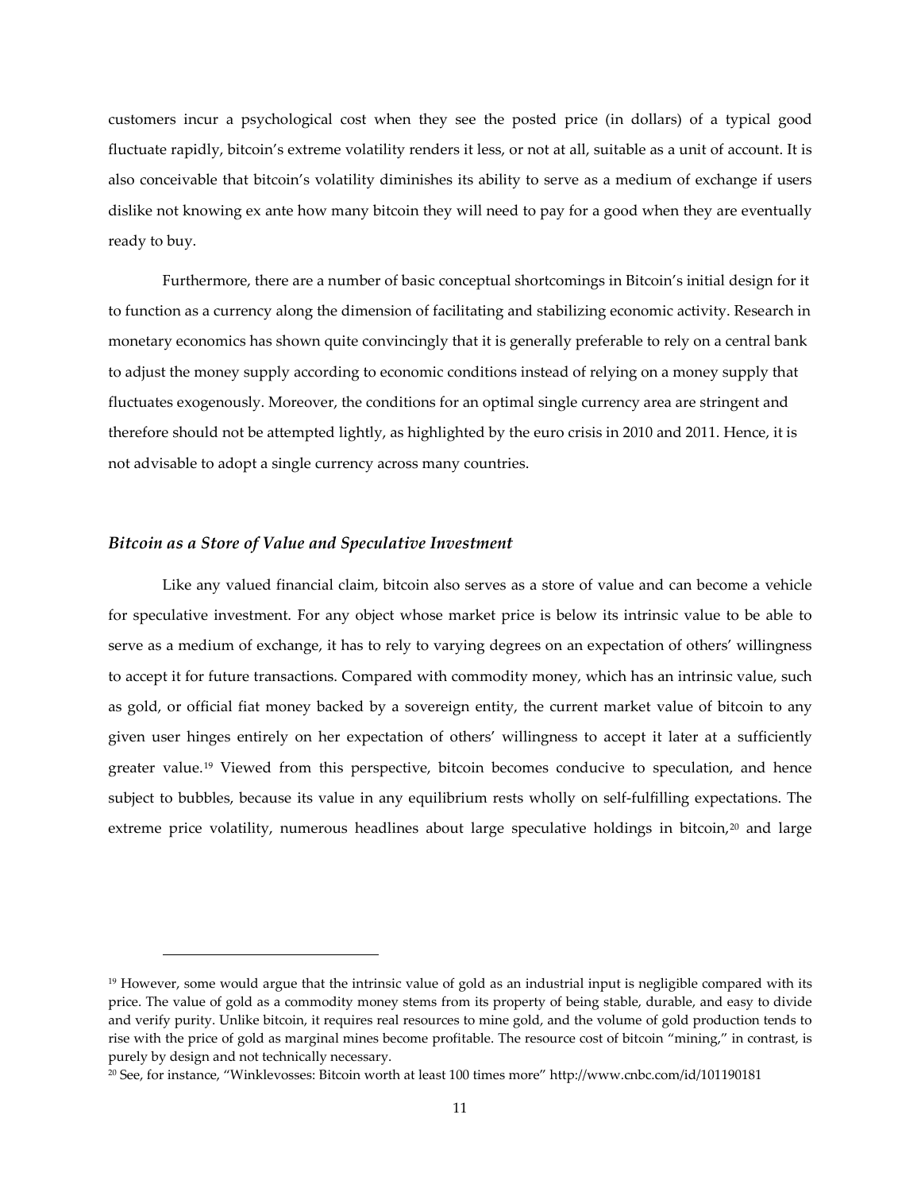customers incur a psychological cost when they see the posted price (in dollars) of a typical good fluctuate rapidly, bitcoin's extreme volatility renders it less, or not at all, suitable as a unit of account. It is also conceivable that bitcoin's volatility diminishes its ability to serve as a medium of exchange if users dislike not knowing ex ante how many bitcoin they will need to pay for a good when they are eventually ready to buy.

Furthermore, there are a number of basic conceptual shortcomings in Bitcoin's initial design for it to function as a currency along the dimension of facilitating and stabilizing economic activity. Research in monetary economics has shown quite convincingly that it is generally preferable to rely on a central bank to adjust the money supply according to economic conditions instead of relying on a money supply that fluctuates exogenously. Moreover, the conditions for an optimal single currency area are stringent and therefore should not be attempted lightly, as highlighted by the euro crisis in 2010 and 2011. Hence, it is not advisable to adopt a single currency across many countries.

### *Bitcoin as a Store of Value and Speculative Investment*

Like any valued financial claim, bitcoin also serves as a store of value and can become a vehicle for speculative investment. For any object whose market price is below its intrinsic value to be able to serve as a medium of exchange, it has to rely to varying degrees on an expectation of others' willingness to accept it for future transactions. Compared with commodity money, which has an intrinsic value, such as gold, or official fiat money backed by a sovereign entity, the current market value of bitcoin to any given user hinges entirely on her expectation of others' willingness to accept it later at a sufficiently greater value.[19] Viewed from this perspective, bitcoin becomes conducive to speculation, and hence subject to bubbles, because its value in any equilibrium rests wholly on self-fulfilling expectations. The extreme price volatility, numerous headlines about large speculative holdings in bitcoin,[20] and large

---

[19] However, some would argue that the intrinsic value of gold as an industrial input is negligible compared with its price. The value of gold as a commodity money stems from its property of being stable, durable, and easy to divide and verify purity. Unlike bitcoin, it requires real resources to mine gold, and the volume of gold production tends to rise with the price of gold as marginal mines become profitable. The resource cost of bitcoin "mining," in contrast, is purely by design and not technically necessary.

[20] See, for instance, "Winklevosses: Bitcoin worth at least 100 times more" http://www.cnbc.com/id/101190181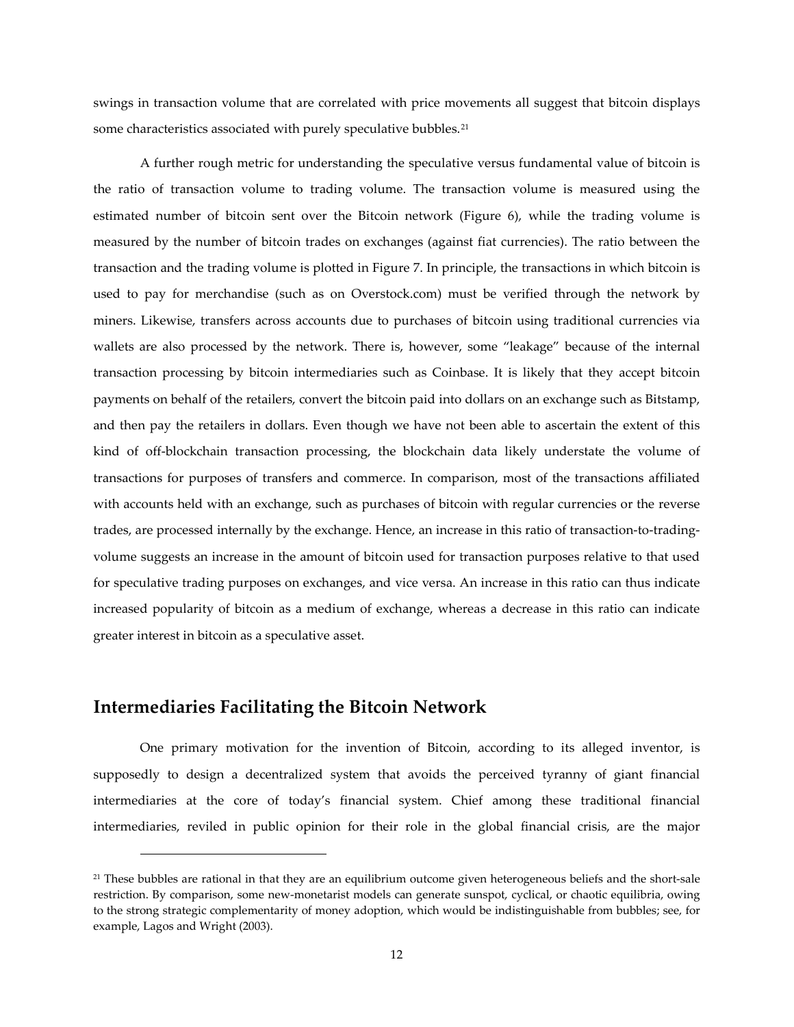swings in transaction volume that are correlated with price movements all suggest that bitcoin displays some characteristics associated with purely speculative bubbles.[21]

A further rough metric for understanding the speculative versus fundamental value of bitcoin is the ratio of transaction volume to trading volume. The transaction volume is measured using the estimated number of bitcoin sent over the Bitcoin network (Figure 6), while the trading volume is measured by the number of bitcoin trades on exchanges (against fiat currencies). The ratio between the transaction and the trading volume is plotted in Figure 7. In principle, the transactions in which bitcoin is used to pay for merchandise (such as on Overstock.com) must be verified through the network by miners. Likewise, transfers across accounts due to purchases of bitcoin using traditional currencies via wallets are also processed by the network. There is, however, some "leakage" because of the internal transaction processing by bitcoin intermediaries such as Coinbase. It is likely that they accept bitcoin payments on behalf of the retailers, convert the bitcoin paid into dollars on an exchange such as Bitstamp, and then pay the retailers in dollars. Even though we have not been able to ascertain the extent of this kind of off-blockchain transaction processing, the blockchain data likely understate the volume of transactions for purposes of transfers and commerce. In comparison, most of the transactions affiliated with accounts held with an exchange, such as purchases of bitcoin with regular currencies or the reverse trades, are processed internally by the exchange. Hence, an increase in this ratio of transaction-to-trading-volume suggests an increase in the amount of bitcoin used for transaction purposes relative to that used for speculative trading purposes on exchanges, and vice versa. An increase in this ratio can thus indicate increased popularity of bitcoin as a medium of exchange, whereas a decrease in this ratio can indicate greater interest in bitcoin as a speculative asset.

## Intermediaries Facilitating the Bitcoin Network

One primary motivation for the invention of Bitcoin, according to its alleged inventor, is supposedly to design a decentralized system that avoids the perceived tyranny of giant financial intermediaries at the core of today's financial system. Chief among these traditional financial intermediaries, reviled in public opinion for their role in the global financial crisis, are the major

---

[21] These bubbles are rational in that they are an equilibrium outcome given heterogeneous beliefs and the short-sale restriction. By comparison, some new-monetarist models can generate sunspot, cyclical, or chaotic equilibria, owing to the strong strategic complementarity of money adoption, which would be indistinguishable from bubbles; see, for example, Lagos and Wright (2003).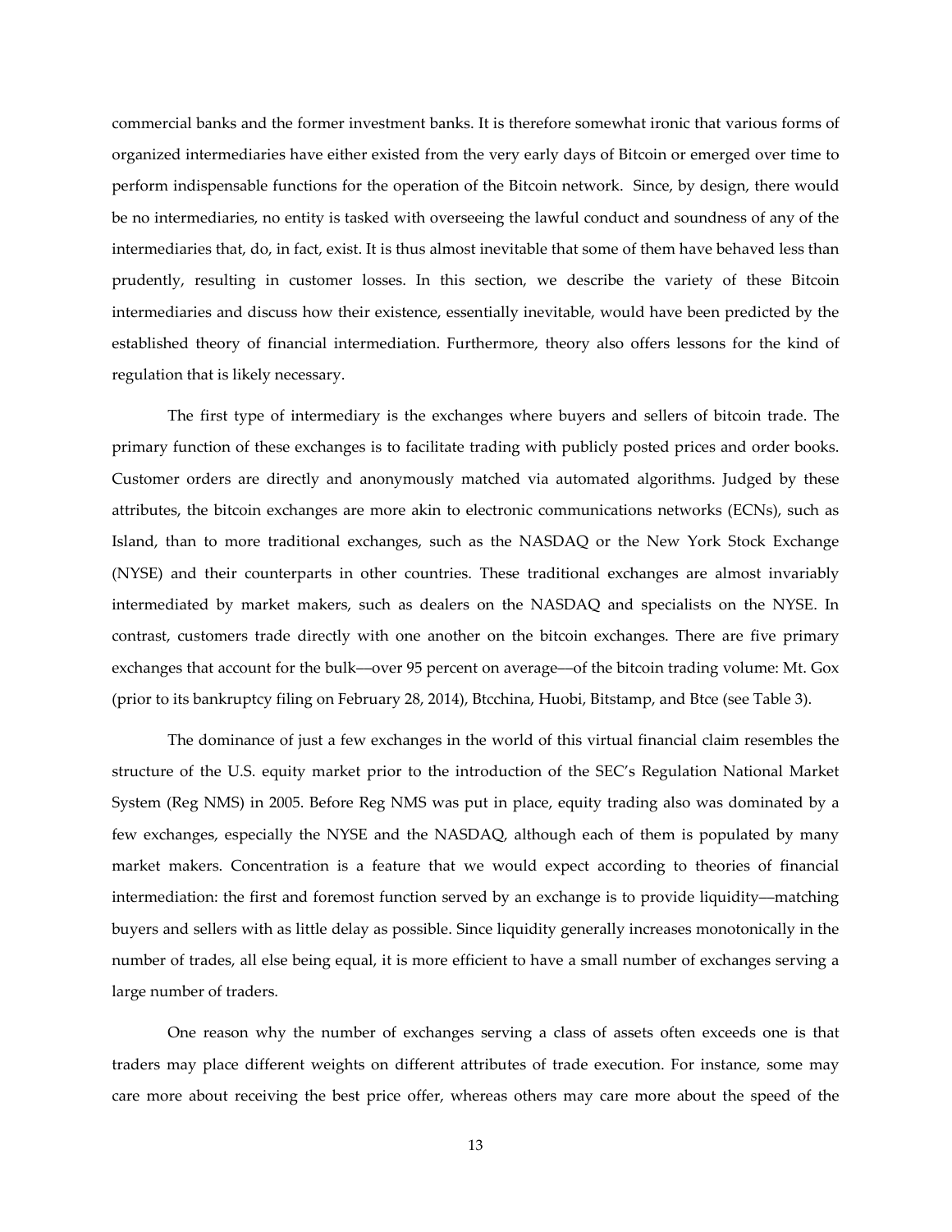commercial banks and the former investment banks. It is therefore somewhat ironic that various forms of organized intermediaries have either existed from the very early days of Bitcoin or emerged over time to perform indispensable functions for the operation of the Bitcoin network. Since, by design, there would be no intermediaries, no entity is tasked with overseeing the lawful conduct and soundness of any of the intermediaries that, do, in fact, exist. It is thus almost inevitable that some of them have behaved less than prudently, resulting in customer losses. In this section, we describe the variety of these Bitcoin intermediaries and discuss how their existence, essentially inevitable, would have been predicted by the established theory of financial intermediation. Furthermore, theory also offers lessons for the kind of regulation that is likely necessary.

The first type of intermediary is the exchanges where buyers and sellers of bitcoin trade. The primary function of these exchanges is to facilitate trading with publicly posted prices and order books. Customer orders are directly and anonymously matched via automated algorithms. Judged by these attributes, the bitcoin exchanges are more akin to electronic communications networks (ECNs), such as Island, than to more traditional exchanges, such as the NASDAQ or the New York Stock Exchange (NYSE) and their counterparts in other countries. These traditional exchanges are almost invariably intermediated by market makers, such as dealers on the NASDAQ and specialists on the NYSE. In contrast, customers trade directly with one another on the bitcoin exchanges. There are five primary exchanges that account for the bulk—over 95 percent on average—of the bitcoin trading volume: Mt. Gox (prior to its bankruptcy filing on February 28, 2014), Btcchina, Huobi, Bitstamp, and Btce (see Table 3).

The dominance of just a few exchanges in the world of this virtual financial claim resembles the structure of the U.S. equity market prior to the introduction of the SEC's Regulation National Market System (Reg NMS) in 2005. Before Reg NMS was put in place, equity trading also was dominated by a few exchanges, especially the NYSE and the NASDAQ, although each of them is populated by many market makers. Concentration is a feature that we would expect according to theories of financial intermediation: the first and foremost function served by an exchange is to provide liquidity—matching buyers and sellers with as little delay as possible. Since liquidity generally increases monotonically in the number of trades, all else being equal, it is more efficient to have a small number of exchanges serving a large number of traders.

One reason why the number of exchanges serving a class of assets often exceeds one is that traders may place different weights on different attributes of trade execution. For instance, some may care more about receiving the best price offer, whereas others may care more about the speed of the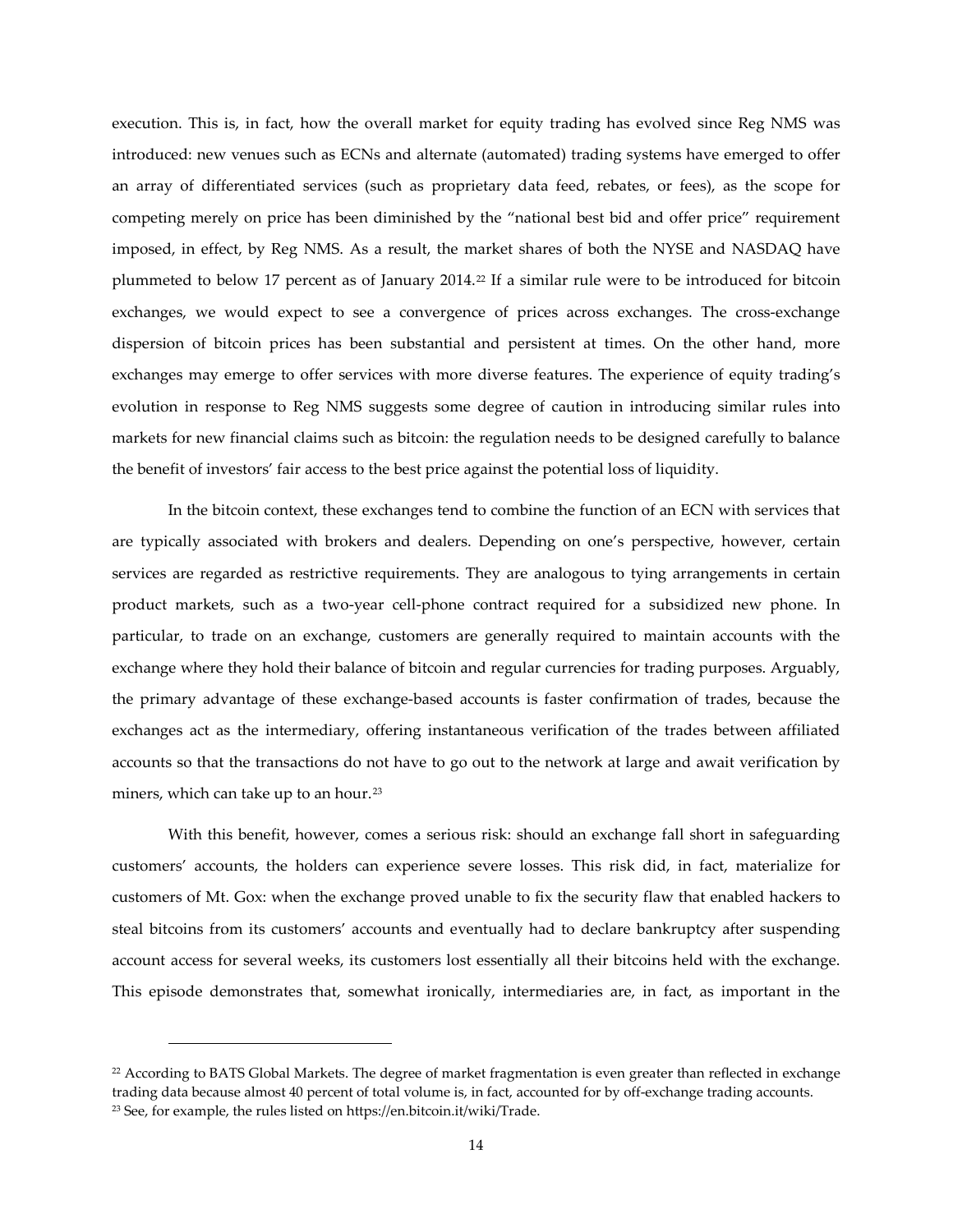execution. This is, in fact, how the overall market for equity trading has evolved since Reg NMS was introduced: new venues such as ECNs and alternate (automated) trading systems have emerged to offer an array of differentiated services (such as proprietary data feed, rebates, or fees), as the scope for competing merely on price has been diminished by the "national best bid and offer price" requirement imposed, in effect, by Reg NMS. As a result, the market shares of both the NYSE and NASDAQ have plummeted to below 17 percent as of January 2014.[22] If a similar rule were to be introduced for bitcoin exchanges, we would expect to see a convergence of prices across exchanges. The cross-exchange dispersion of bitcoin prices has been substantial and persistent at times. On the other hand, more exchanges may emerge to offer services with more diverse features. The experience of equity trading's evolution in response to Reg NMS suggests some degree of caution in introducing similar rules into markets for new financial claims such as bitcoin: the regulation needs to be designed carefully to balance the benefit of investors' fair access to the best price against the potential loss of liquidity.

In the bitcoin context, these exchanges tend to combine the function of an ECN with services that are typically associated with brokers and dealers. Depending on one's perspective, however, certain services are regarded as restrictive requirements. They are analogous to tying arrangements in certain product markets, such as a two-year cell-phone contract required for a subsidized new phone. In particular, to trade on an exchange, customers are generally required to maintain accounts with the exchange where they hold their balance of bitcoin and regular currencies for trading purposes. Arguably, the primary advantage of these exchange-based accounts is faster confirmation of trades, because the exchanges act as the intermediary, offering instantaneous verification of the trades between affiliated accounts so that the transactions do not have to go out to the network at large and await verification by miners, which can take up to an hour.[23]

With this benefit, however, comes a serious risk: should an exchange fall short in safeguarding customers' accounts, the holders can experience severe losses. This risk did, in fact, materialize for customers of Mt. Gox: when the exchange proved unable to fix the security flaw that enabled hackers to steal bitcoins from its customers' accounts and eventually had to declare bankruptcy after suspending account access for several weeks, its customers lost essentially all their bitcoins held with the exchange. This episode demonstrates that, somewhat ironically, intermediaries are, in fact, as important in the

---

[22] According to BATS Global Markets. The degree of market fragmentation is even greater than reflected in exchange trading data because almost 40 percent of total volume is, in fact, accounted for by off-exchange trading accounts.

[23] See, for example, the rules listed on https://en.bitcoin.it/wiki/Trade.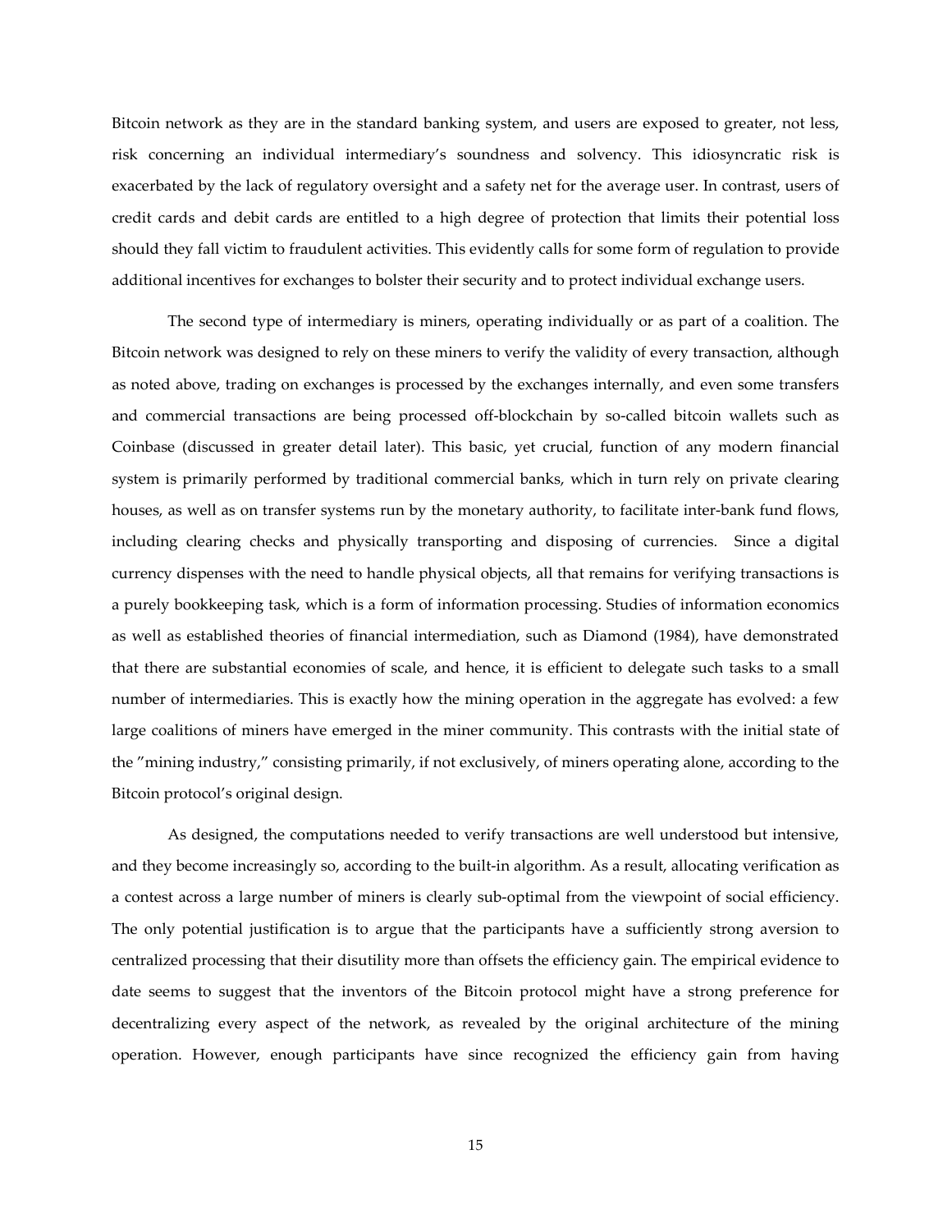Bitcoin network as they are in the standard banking system, and users are exposed to greater, not less, risk concerning an individual intermediary's soundness and solvency. This idiosyncratic risk is exacerbated by the lack of regulatory oversight and a safety net for the average user. In contrast, users of credit cards and debit cards are entitled to a high degree of protection that limits their potential loss should they fall victim to fraudulent activities. This evidently calls for some form of regulation to provide additional incentives for exchanges to bolster their security and to protect individual exchange users.

The second type of intermediary is miners, operating individually or as part of a coalition. The Bitcoin network was designed to rely on these miners to verify the validity of every transaction, although as noted above, trading on exchanges is processed by the exchanges internally, and even some transfers and commercial transactions are being processed off-blockchain by so-called bitcoin wallets such as Coinbase (discussed in greater detail later). This basic, yet crucial, function of any modern financial system is primarily performed by traditional commercial banks, which in turn rely on private clearing houses, as well as on transfer systems run by the monetary authority, to facilitate inter-bank fund flows, including clearing checks and physically transporting and disposing of currencies. Since a digital currency dispenses with the need to handle physical objects, all that remains for verifying transactions is a purely bookkeeping task, which is a form of information processing. Studies of information economics as well as established theories of financial intermediation, such as Diamond (1984), have demonstrated that there are substantial economies of scale, and hence, it is efficient to delegate such tasks to a small number of intermediaries. This is exactly how the mining operation in the aggregate has evolved: a few large coalitions of miners have emerged in the miner community. This contrasts with the initial state of the "mining industry," consisting primarily, if not exclusively, of miners operating alone, according to the Bitcoin protocol's original design.

As designed, the computations needed to verify transactions are well understood but intensive, and they become increasingly so, according to the built-in algorithm. As a result, allocating verification as a contest across a large number of miners is clearly sub-optimal from the viewpoint of social efficiency. The only potential justification is to argue that the participants have a sufficiently strong aversion to centralized processing that their disutility more than offsets the efficiency gain. The empirical evidence to date seems to suggest that the inventors of the Bitcoin protocol might have a strong preference for decentralizing every aspect of the network, as revealed by the original architecture of the mining operation. However, enough participants have since recognized the efficiency gain from having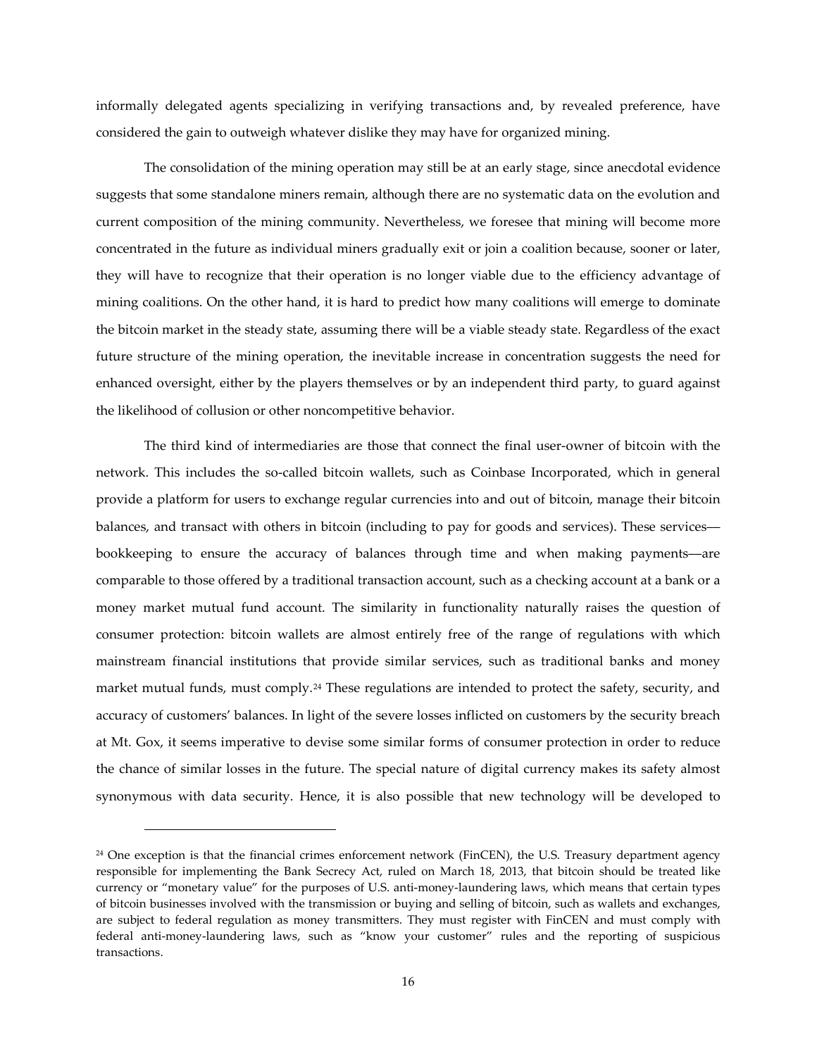informally delegated agents specializing in verifying transactions and, by revealed preference, have considered the gain to outweigh whatever dislike they may have for organized mining.

The consolidation of the mining operation may still be at an early stage, since anecdotal evidence suggests that some standalone miners remain, although there are no systematic data on the evolution and current composition of the mining community. Nevertheless, we foresee that mining will become more concentrated in the future as individual miners gradually exit or join a coalition because, sooner or later, they will have to recognize that their operation is no longer viable due to the efficiency advantage of mining coalitions. On the other hand, it is hard to predict how many coalitions will emerge to dominate the bitcoin market in the steady state, assuming there will be a viable steady state. Regardless of the exact future structure of the mining operation, the inevitable increase in concentration suggests the need for enhanced oversight, either by the players themselves or by an independent third party, to guard against the likelihood of collusion or other noncompetitive behavior.

The third kind of intermediaries are those that connect the final user-owner of bitcoin with the network. This includes the so-called bitcoin wallets, such as Coinbase Incorporated, which in general provide a platform for users to exchange regular currencies into and out of bitcoin, manage their bitcoin balances, and transact with others in bitcoin (including to pay for goods and services). These services—bookkeeping to ensure the accuracy of balances through time and when making payments—are comparable to those offered by a traditional transaction account, such as a checking account at a bank or a money market mutual fund account. The similarity in functionality naturally raises the question of consumer protection: bitcoin wallets are almost entirely free of the range of regulations with which mainstream financial institutions that provide similar services, such as traditional banks and money market mutual funds, must comply.[24] These regulations are intended to protect the safety, security, and accuracy of customers' balances. In light of the severe losses inflicted on customers by the security breach at Mt. Gox, it seems imperative to devise some similar forms of consumer protection in order to reduce the chance of similar losses in the future. The special nature of digital currency makes its safety almost synonymous with data security. Hence, it is also possible that new technology will be developed to

[24] One exception is that the financial crimes enforcement network (FinCEN), the U.S. Treasury department agency responsible for implementing the Bank Secrecy Act, ruled on March 18, 2013, that bitcoin should be treated like currency or "monetary value" for the purposes of U.S. anti-money-laundering laws, which means that certain types of bitcoin businesses involved with the transmission or buying and selling of bitcoin, such as wallets and exchanges, are subject to federal regulation as money transmitters. They must register with FinCEN and must comply with federal anti-money-laundering laws, such as "know your customer" rules and the reporting of suspicious transactions.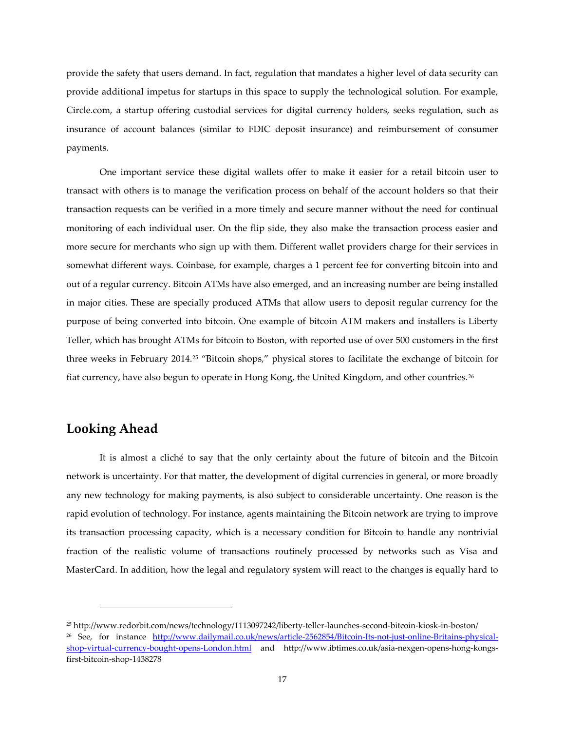provide the safety that users demand. In fact, regulation that mandates a higher level of data security can provide additional impetus for startups in this space to supply the technological solution. For example, Circle.com, a startup offering custodial services for digital currency holders, seeks regulation, such as insurance of account balances (similar to FDIC deposit insurance) and reimbursement of consumer payments.

One important service these digital wallets offer to make it easier for a retail bitcoin user to transact with others is to manage the verification process on behalf of the account holders so that their transaction requests can be verified in a more timely and secure manner without the need for continual monitoring of each individual user. On the flip side, they also make the transaction process easier and more secure for merchants who sign up with them. Different wallet providers charge for their services in somewhat different ways. Coinbase, for example, charges a 1 percent fee for converting bitcoin into and out of a regular currency. Bitcoin ATMs have also emerged, and an increasing number are being installed in major cities. These are specially produced ATMs that allow users to deposit regular currency for the purpose of being converted into bitcoin. One example of bitcoin ATM makers and installers is Liberty Teller, which has brought ATMs for bitcoin to Boston, with reported use of over 500 customers in the first three weeks in February 2014.[25] "Bitcoin shops," physical stores to facilitate the exchange of bitcoin for fiat currency, have also begun to operate in Hong Kong, the United Kingdom, and other countries.[26]

## Looking Ahead

It is almost a cliché to say that the only certainty about the future of bitcoin and the Bitcoin network is uncertainty. For that matter, the development of digital currencies in general, or more broadly any new technology for making payments, is also subject to considerable uncertainty. One reason is the rapid evolution of technology. For instance, agents maintaining the Bitcoin network are trying to improve its transaction processing capacity, which is a necessary condition for Bitcoin to handle any nontrivial fraction of the realistic volume of transactions routinely processed by networks such as Visa and MasterCard. In addition, how the legal and regulatory system will react to the changes is equally hard to

---

[25] http://www.redorbit.com/news/technology/1113097242/liberty-teller-launches-second-bitcoin-kiosk-in-boston/

[26] See, for instance http://www.dailymail.co.uk/news/article-2562854/Bitcoin-Its-not-just-online-Britains-physical-shop-virtual-currency-bought-opens-London.html and http://www.ibtimes.co.uk/asia-nexgen-opens-hong-kongs-first-bitcoin-shop-1438278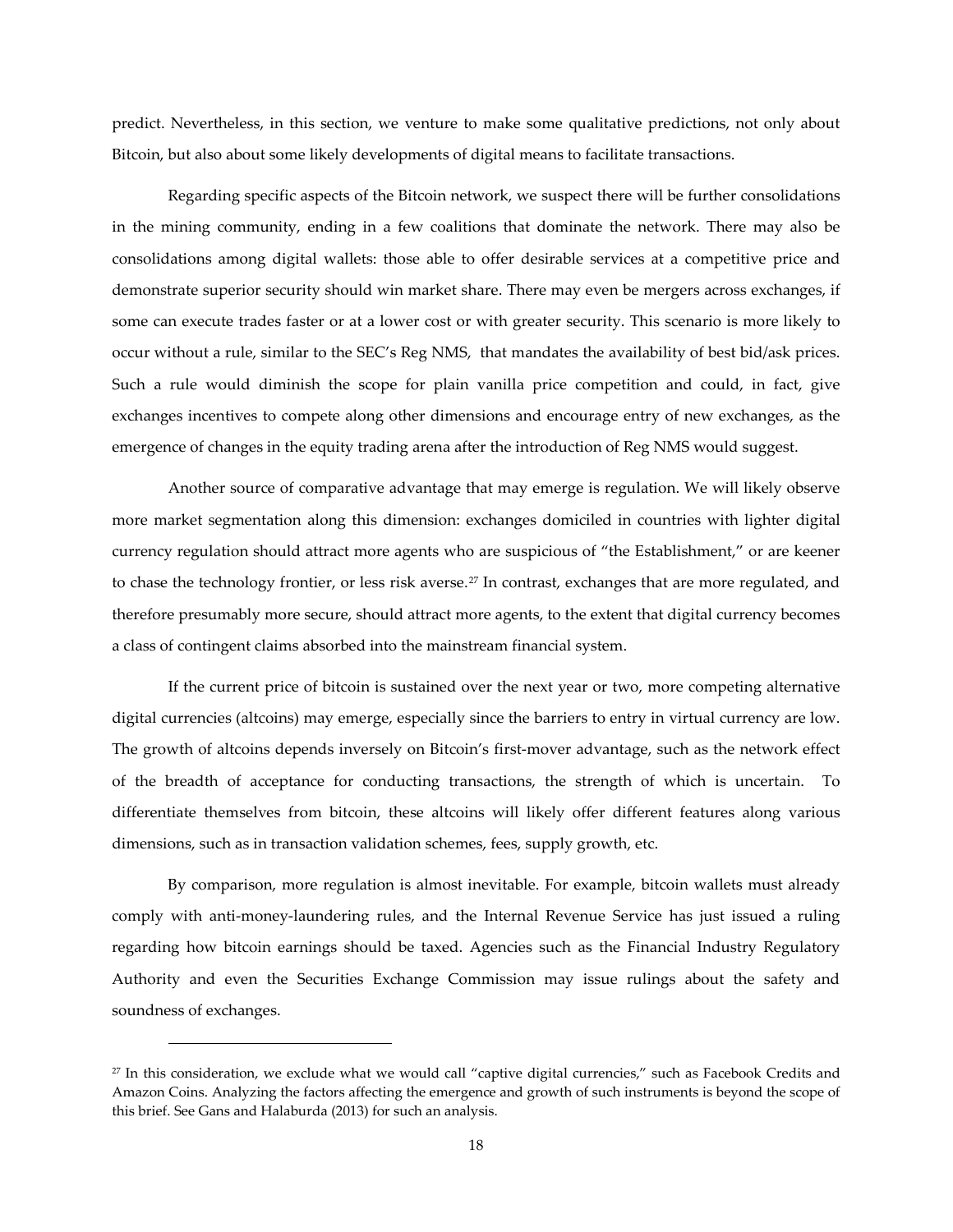predict. Nevertheless, in this section, we venture to make some qualitative predictions, not only about Bitcoin, but also about some likely developments of digital means to facilitate transactions.

Regarding specific aspects of the Bitcoin network, we suspect there will be further consolidations in the mining community, ending in a few coalitions that dominate the network. There may also be consolidations among digital wallets: those able to offer desirable services at a competitive price and demonstrate superior security should win market share. There may even be mergers across exchanges, if some can execute trades faster or at a lower cost or with greater security. This scenario is more likely to occur without a rule, similar to the SEC's Reg NMS, that mandates the availability of best bid/ask prices. Such a rule would diminish the scope for plain vanilla price competition and could, in fact, give exchanges incentives to compete along other dimensions and encourage entry of new exchanges, as the emergence of changes in the equity trading arena after the introduction of Reg NMS would suggest.

Another source of comparative advantage that may emerge is regulation. We will likely observe more market segmentation along this dimension: exchanges domiciled in countries with lighter digital currency regulation should attract more agents who are suspicious of "the Establishment," or are keener to chase the technology frontier, or less risk averse.[27] In contrast, exchanges that are more regulated, and therefore presumably more secure, should attract more agents, to the extent that digital currency becomes a class of contingent claims absorbed into the mainstream financial system.

If the current price of bitcoin is sustained over the next year or two, more competing alternative digital currencies (altcoins) may emerge, especially since the barriers to entry in virtual currency are low. The growth of altcoins depends inversely on Bitcoin's first-mover advantage, such as the network effect of the breadth of acceptance for conducting transactions, the strength of which is uncertain. To differentiate themselves from bitcoin, these altcoins will likely offer different features along various dimensions, such as in transaction validation schemes, fees, supply growth, etc.

By comparison, more regulation is almost inevitable. For example, bitcoin wallets must already comply with anti-money-laundering rules, and the Internal Revenue Service has just issued a ruling regarding how bitcoin earnings should be taxed. Agencies such as the Financial Industry Regulatory Authority and even the Securities Exchange Commission may issue rulings about the safety and soundness of exchanges.

---

[27] In this consideration, we exclude what we would call "captive digital currencies," such as Facebook Credits and Amazon Coins. Analyzing the factors affecting the emergence and growth of such instruments is beyond the scope of this brief. See Gans and Halaburda (2013) for such an analysis.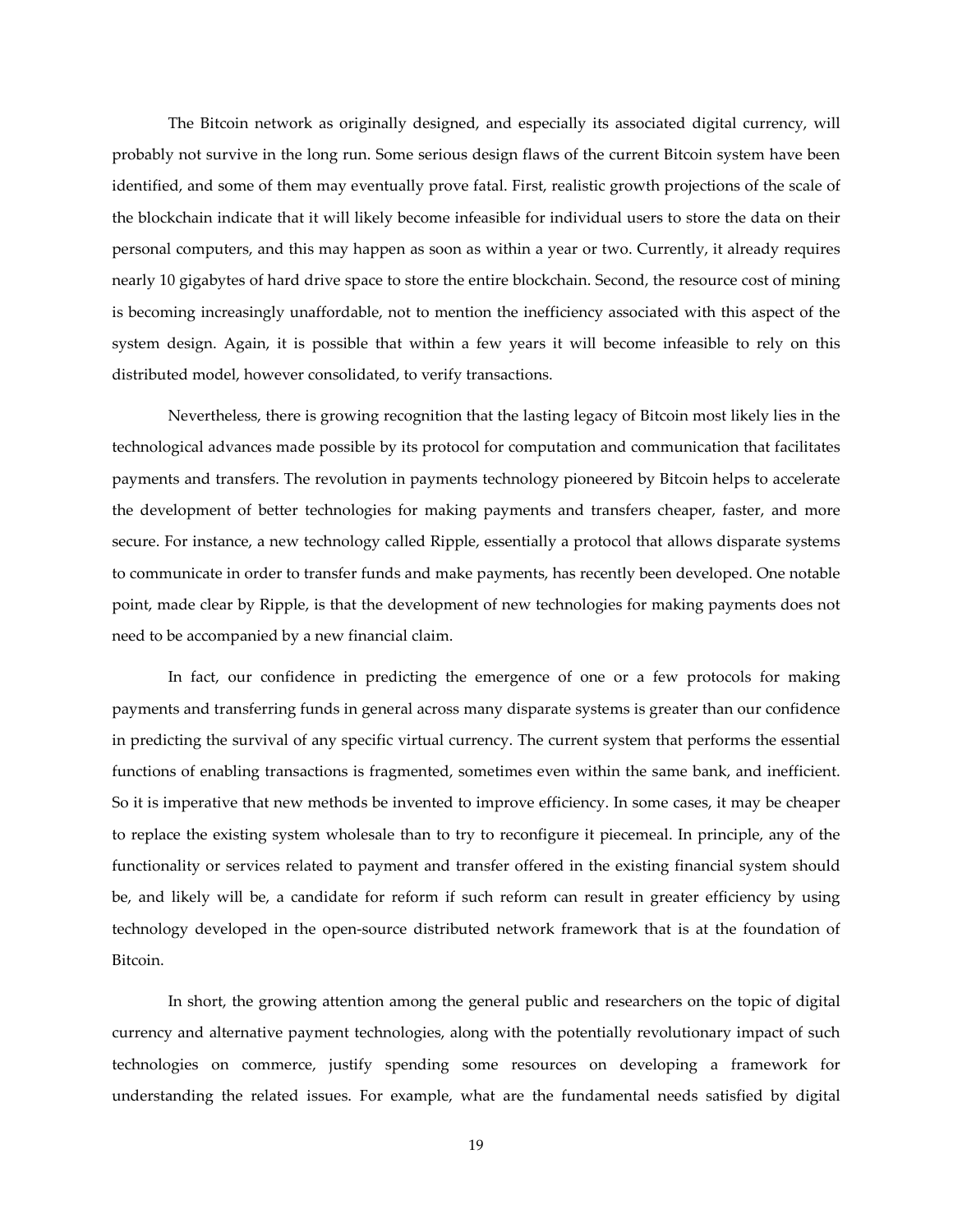The Bitcoin network as originally designed, and especially its associated digital currency, will probably not survive in the long run. Some serious design flaws of the current Bitcoin system have been identified, and some of them may eventually prove fatal. First, realistic growth projections of the scale of the blockchain indicate that it will likely become infeasible for individual users to store the data on their personal computers, and this may happen as soon as within a year or two. Currently, it already requires nearly 10 gigabytes of hard drive space to store the entire blockchain. Second, the resource cost of mining is becoming increasingly unaffordable, not to mention the inefficiency associated with this aspect of the system design. Again, it is possible that within a few years it will become infeasible to rely on this distributed model, however consolidated, to verify transactions.

Nevertheless, there is growing recognition that the lasting legacy of Bitcoin most likely lies in the technological advances made possible by its protocol for computation and communication that facilitates payments and transfers. The revolution in payments technology pioneered by Bitcoin helps to accelerate the development of better technologies for making payments and transfers cheaper, faster, and more secure. For instance, a new technology called Ripple, essentially a protocol that allows disparate systems to communicate in order to transfer funds and make payments, has recently been developed. One notable point, made clear by Ripple, is that the development of new technologies for making payments does not need to be accompanied by a new financial claim.

In fact, our confidence in predicting the emergence of one or a few protocols for making payments and transferring funds in general across many disparate systems is greater than our confidence in predicting the survival of any specific virtual currency. The current system that performs the essential functions of enabling transactions is fragmented, sometimes even within the same bank, and inefficient. So it is imperative that new methods be invented to improve efficiency. In some cases, it may be cheaper to replace the existing system wholesale than to try to reconfigure it piecemeal. In principle, any of the functionality or services related to payment and transfer offered in the existing financial system should be, and likely will be, a candidate for reform if such reform can result in greater efficiency by using technology developed in the open-source distributed network framework that is at the foundation of Bitcoin.

In short, the growing attention among the general public and researchers on the topic of digital currency and alternative payment technologies, along with the potentially revolutionary impact of such technologies on commerce, justify spending some resources on developing a framework for understanding the related issues. For example, what are the fundamental needs satisfied by digital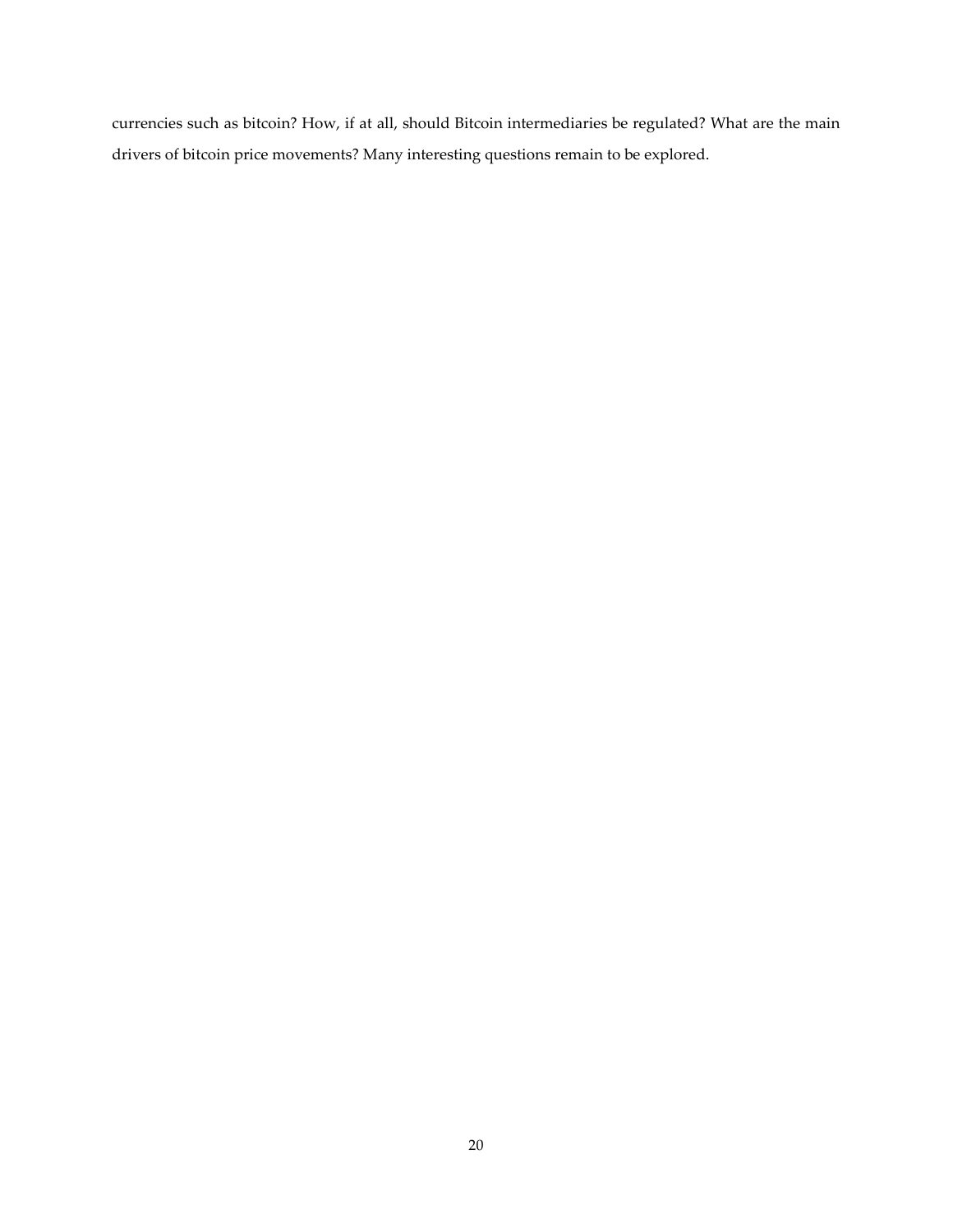currencies such as bitcoin? How, if at all, should Bitcoin intermediaries be regulated? What are the main drivers of bitcoin price movements? Many interesting questions remain to be explored.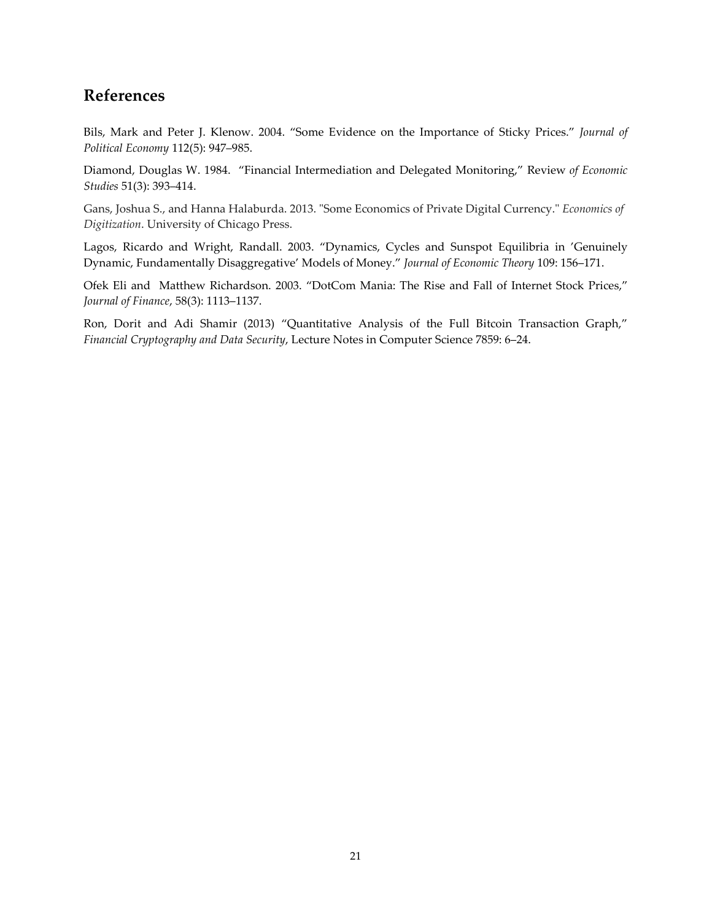## References

Bils, Mark and Peter J. Klenow. 2004. "Some Evidence on the Importance of Sticky Prices." *Journal of Political Economy* 112(5): 947–985.

Diamond, Douglas W. 1984. "Financial Intermediation and Delegated Monitoring," Review *of Economic Studies* 51(3): 393–414.

Gans, Joshua S., and Hanna Halaburda. 2013. "Some Economics of Private Digital Currency." *Economics of Digitization*. University of Chicago Press.

Lagos, Ricardo and Wright, Randall. 2003. "Dynamics, Cycles and Sunspot Equilibria in 'Genuinely Dynamic, Fundamentally Disaggregative' Models of Money." *Journal of Economic Theory* 109: 156–171.

Ofek Eli and Matthew Richardson. 2003. "DotCom Mania: The Rise and Fall of Internet Stock Prices," *Journal of Finance*, 58(3): 1113–1137.

Ron, Dorit and Adi Shamir (2013) "Quantitative Analysis of the Full Bitcoin Transaction Graph," *Financial Cryptography and Data Security*, Lecture Notes in Computer Science 7859: 6–24.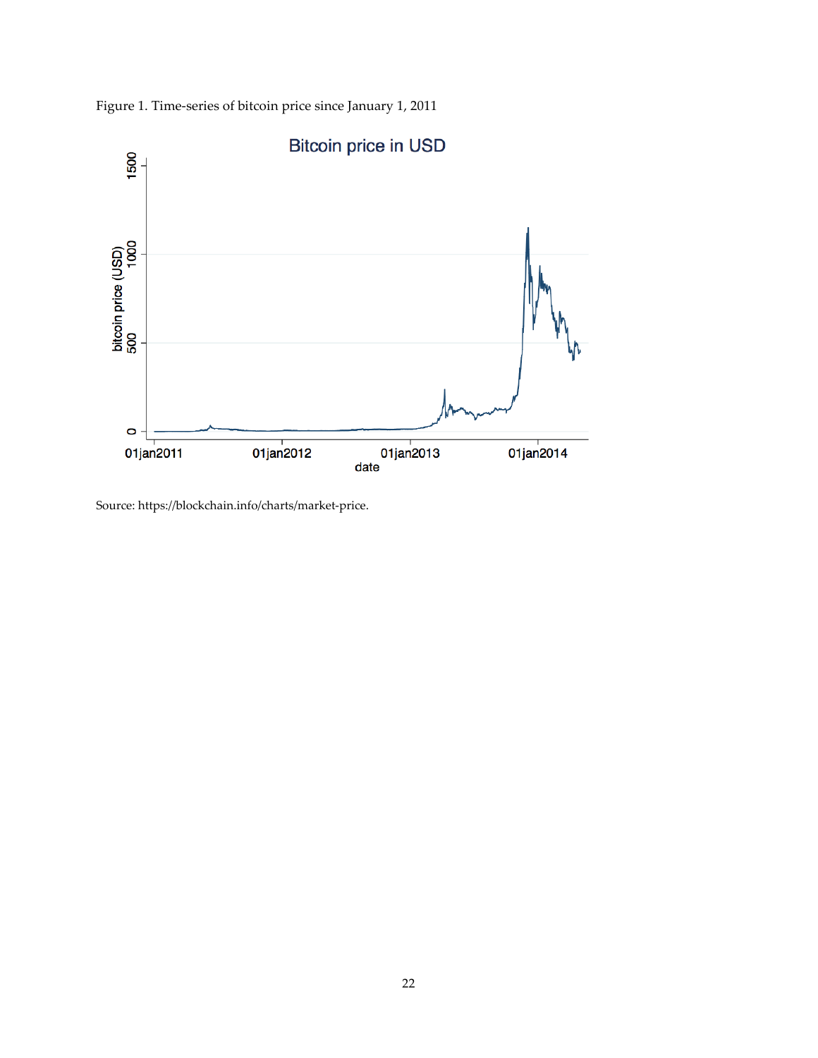Figure 1. Time-series of bitcoin price since January 1, 2011

Source: https://blockchain.info/charts/market-price.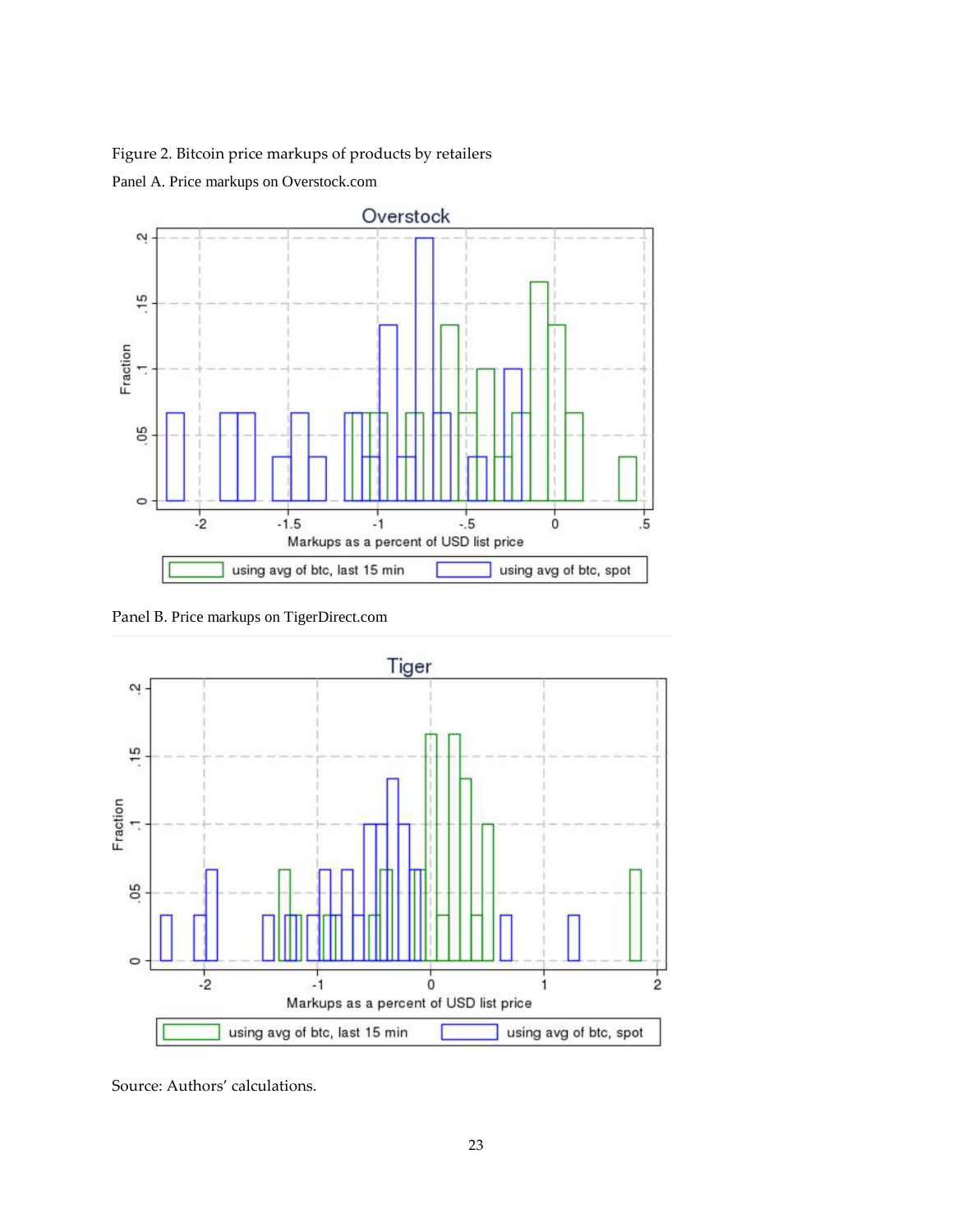Figure 2. Bitcoin price markups of products by retailers

Panel A. Price markups on Overstock.com

Overstock

Fraction

0 .05 .1 .15 .2

-2 -1.5 -1 -.5 0 .5

Markups as a percent of USD list price

using avg of btc, last 15 min using avg of btc, spot

Panel B. Price markups on TigerDirect.com

Tiger

Fraction

0 .05 .1 .15 .2

-2 -1 0 1 2

Markups as a percent of USD list price

using avg of btc, last 15 min using avg of btc, spot

Source: Authors' calculations.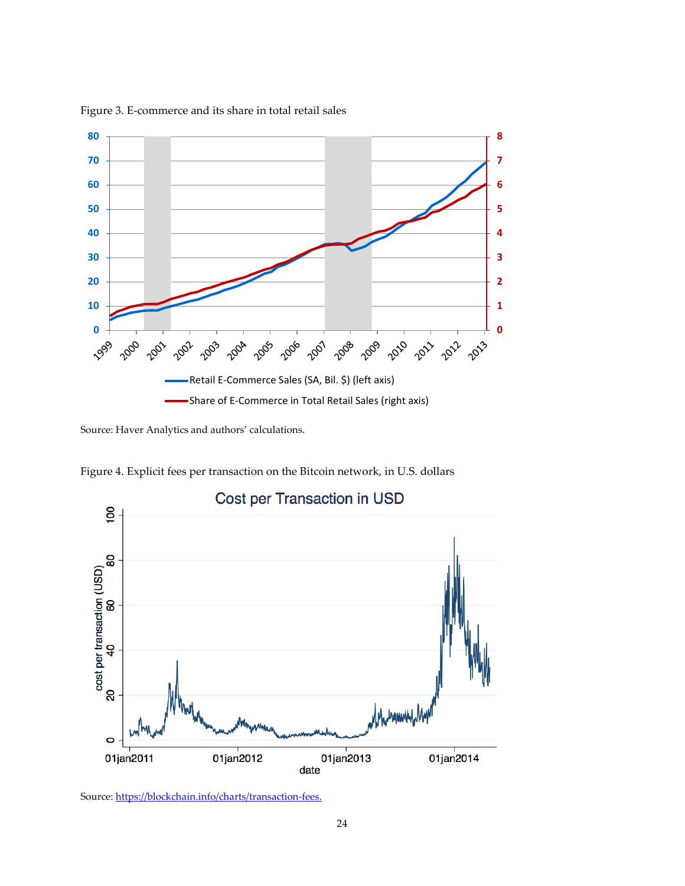Figure 3. E-commerce and its share in total retail sales

80
70
60
50
40
30
20
10
0

8
7
6
5
4
3
2
1
0

1999
2000
2001
2002
2003
2004
2005
2006
2007
2008
2009
2010
2011
2012
2013

Retail E-Commerce Sales (SA, Bil. $) (left axis)

Share of E-Commerce in Total Retail Sales (right axis)

Source: Haver Analytics and authors' calculations.

Figure 4. Explicit fees per transaction on the Bitcoin network, in U.S. dollars

Cost per Transaction in USD

cost per transaction (USD)

0
20
40
60
80
100

01jan2011
01jan2012
01jan2013
01jan2014

date

Source: https://blockchain.info/charts/transaction-fees.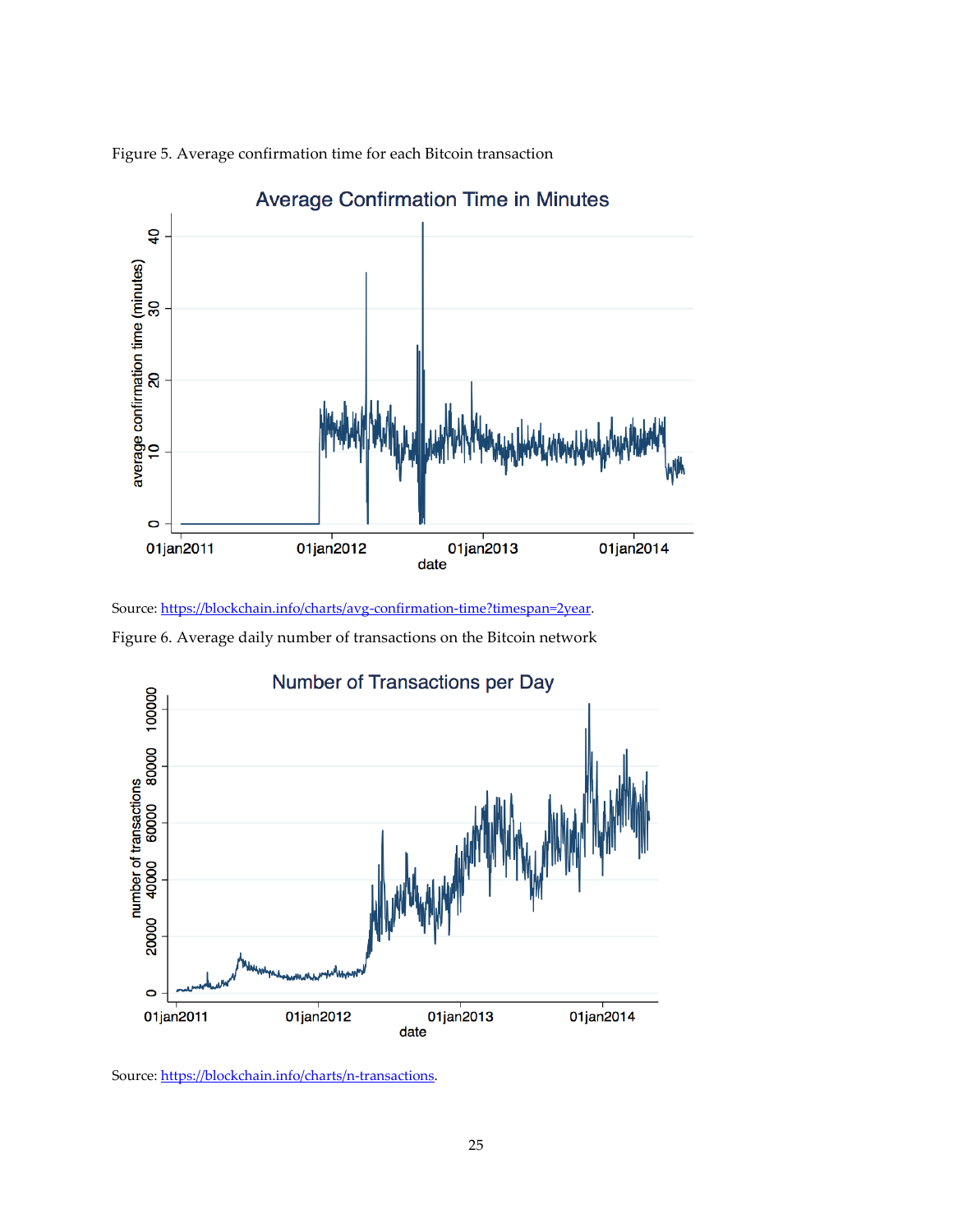Figure 5. Average confirmation time for each Bitcoin transaction

Average Confirmation Time in Minutes

average confirmation time (minutes)

0
10
20
30
40

01jan2011
01jan2012
01jan2013
01jan2014

date

Source: https://blockchain.info/charts/avg-confirmation-time?timespan=2year.

Figure 6. Average daily number of transactions on the Bitcoin network

Number of Transactions per Day

number of transactions

0
20000
40000
60000
80000
100000

01jan2011
01jan2012
01jan2013
01jan2014

date

Source: https://blockchain.info/charts/n-transactions.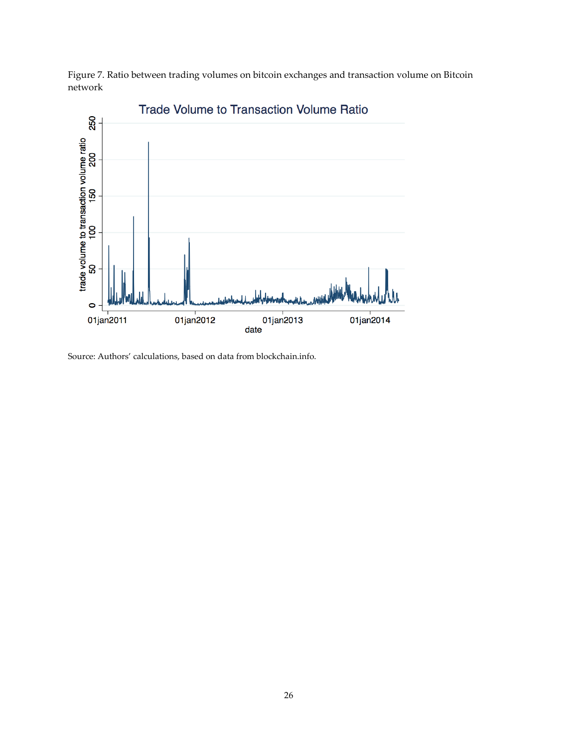Figure 7. Ratio between trading volumes on bitcoin exchanges and transaction volume on Bitcoin network

Trade Volume to Transaction Volume Ratio

trade volume to transaction volume ratio

0
50
100
150
200
250

01jan2011
01jan2012
01jan2013
01jan2014

date

Source: Authors' calculations, based on data from blockchain.info.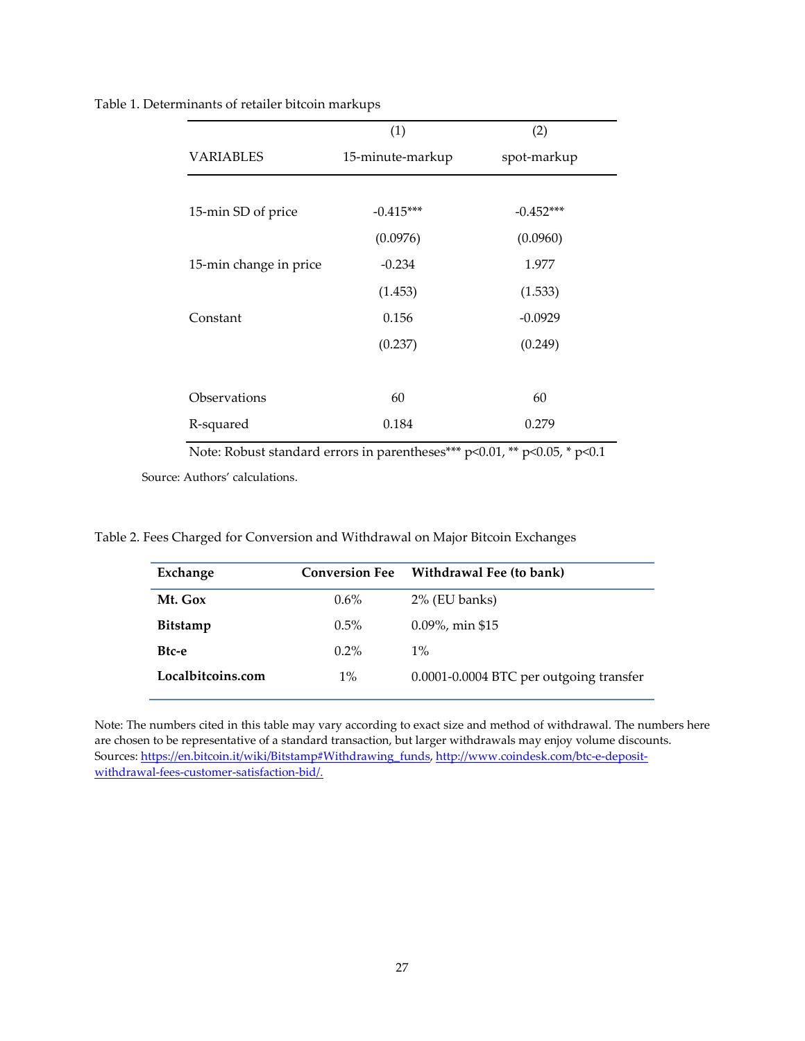Table 1. Determinants of retailer bitcoin markups

| | (1) | (2) |
|---|---|---|
| VARIABLES | 15-minute-markup | spot-markup |
| 15-min SD of price | -0.415*** | -0.452*** |
| | (0.0976) | (0.0960) |
| 15-min change in price | -0.234 | 1.977 |
| | (1.453) | (1.533) |
| Constant | 0.156 | -0.0929 |
| | (0.237) | (0.249) |
| Observations | 60 | 60 |
| R-squared | 0.184 | 0.279 |

Note: Robust standard errors in parentheses*** $p<0.01$, ** $p<0.05$, * $p<0.1$

Source: Authors' calculations.

Table 2. Fees Charged for Conversion and Withdrawal on Major Bitcoin Exchanges

| Exchange | Conversion Fee | Withdrawal Fee (to bank) |
|---|---|---|
| **Mt. Gox** | 0.6% | 2% (EU banks) |
| **Bitstamp** | 0.5% | 0.09%, min $15 |
| **Btc-e** | 0.2% | 1% |
| **Localbitcoins.com** | 1% | 0.0001-0.0004 BTC per outgoing transfer |

Note: The numbers cited in this table may vary according to exact size and method of withdrawal. The numbers here are chosen to be representative of a standard transaction, but larger withdrawals may enjoy volume discounts. Sources: https://en.bitcoin.it/wiki/Bitstamp#Withdrawing_funds, http://www.coindesk.com/btc-e-deposit-withdrawal-fees-customer-satisfaction-bid/.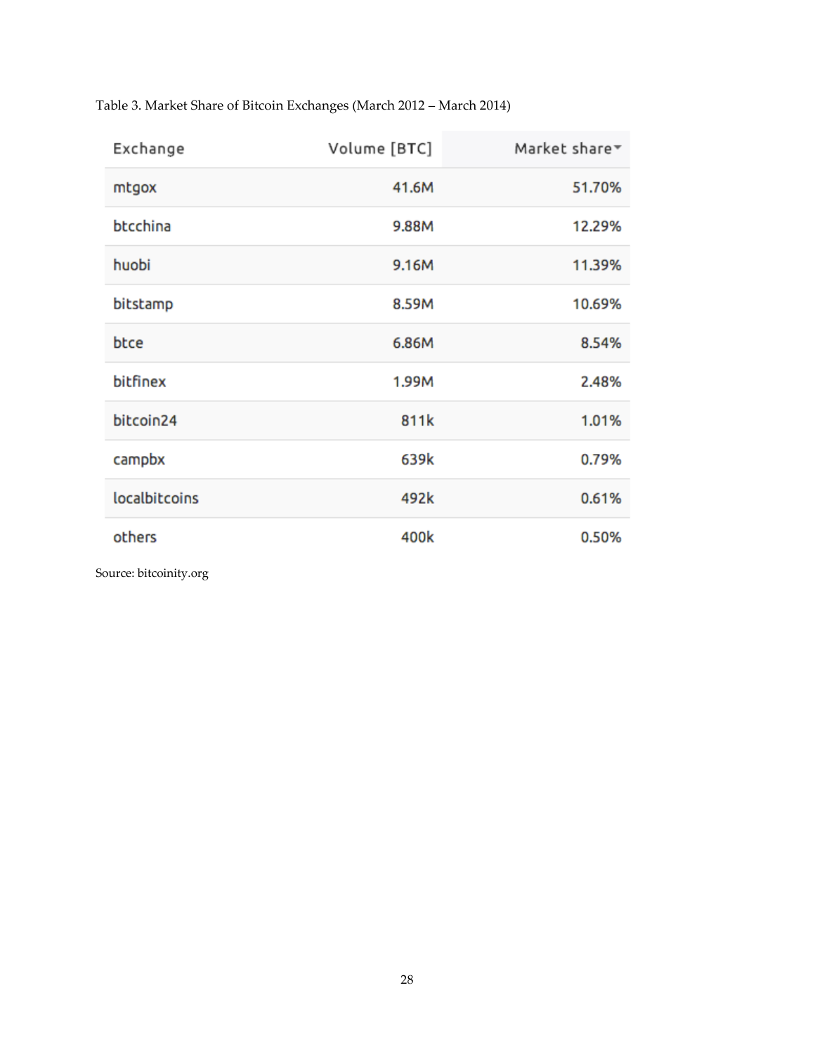Table 3. Market Share of Bitcoin Exchanges (March 2012 – March 2014)

| Exchange | Volume [BTC] | Market share |
| --- | --- | --- |
| mtgox | 41.6M | 51.70% |
| btcchina | 9.88M | 12.29% |
| huobi | 9.16M | 11.39% |
| bitstamp | 8.59M | 10.69% |
| btce | 6.86M | 8.54% |
| bitfinex | 1.99M | 2.48% |
| bitcoin24 | 811k | 1.01% |
| campbx | 639k | 0.79% |
| localbitcoins | 492k | 0.61% |
| others | 400k | 0.50% |

Source: bitcoinity.org